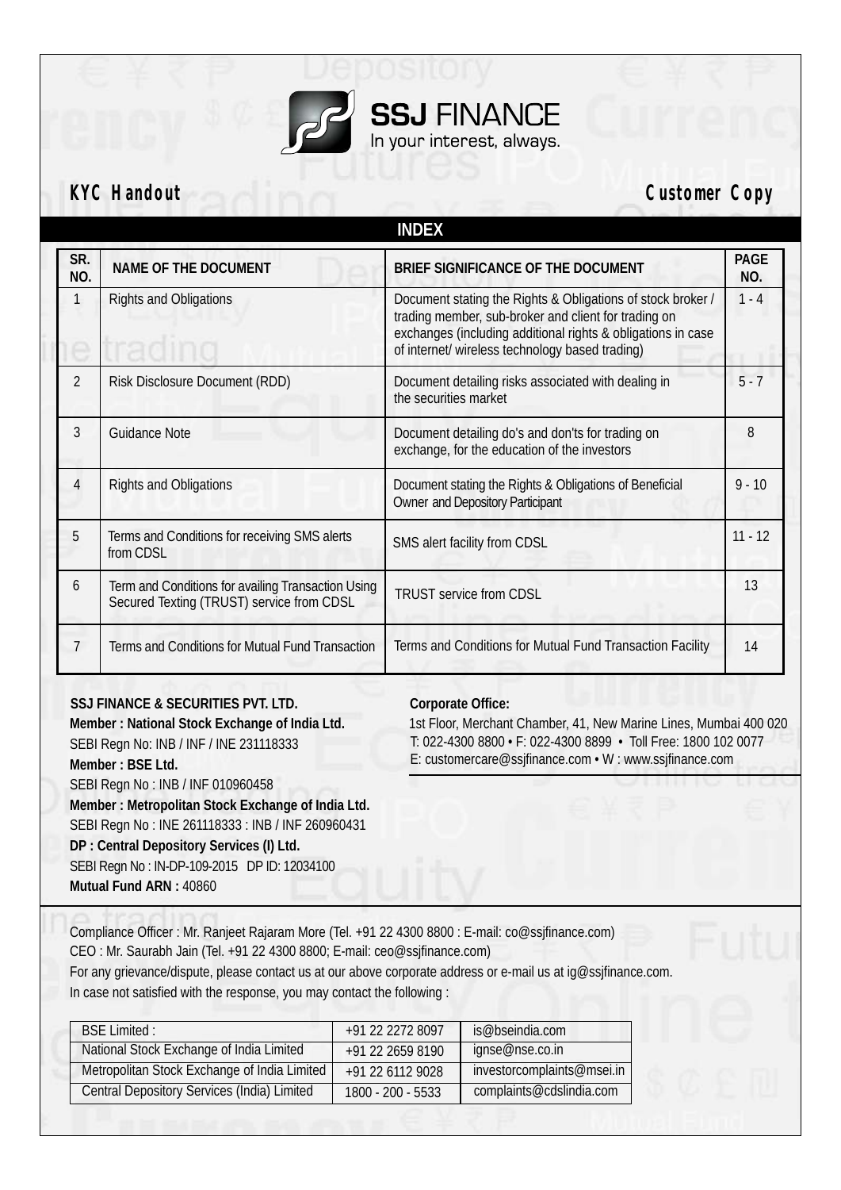# SSJ FINANCE

In your interest, always.

**KYC Handout** **Customer Copy**

## INDEX

| SR. NO. | NAME OF THE DOCUMENT | BRIEF SIGNIFICANCE OF THE DOCUMENT | PAGE NO. |
|---|---|---|---|
| 1 | Rights and Obligations | Document stating the Rights & Obligations of stock broker / trading member, sub-broker and client for trading on exchanges (including additional rights & obligations in case of internet/ wireless technology based trading) | 1 - 4 |
| 2 | Risk Disclosure Document (RDD) | Document detailing risks associated with dealing in the securities market | 5 - 7 |
| 3 | Guidance Note | Document detailing do's and don'ts for trading on exchange, for the education of the investors | 8 |
| 4 | Rights and Obligations | Document stating the Rights & Obligations of Beneficial Owner and Depository Participant | 9 - 10 |
| 5 | Terms and Conditions for receiving SMS alerts from CDSL | SMS alert facility from CDSL | 11 - 12 |
| 6 | Term and Conditions for availing Transaction Using Secured Texting (TRUST) service from CDSL | TRUST service from CDSL | 13 |
| 7 | Terms and Conditions for Mutual Fund Transaction | Terms and Conditions for Mutual Fund Transaction Facility | 14 |

**SSJ FINANCE & SECURITIES PVT. LTD.**
**Member : National Stock Exchange of India Ltd.**
SEBI Regn No: INB / INF / INE 231118333
**Member : BSE Ltd.**
SEBI Regn No : INB / INF 010960458
**Member : Metropolitan Stock Exchange of India Ltd.**
SEBI Regn No : INE 261118333 : INB / INF 260960431
**DP : Central Depository Services (I) Ltd.**
SEBI Regn No : IN-DP-109-2015 DP ID: 12034100
**Mutual Fund ARN :** 40860

**Corporate Office:**
1st Floor, Merchant Chamber, 41, New Marine Lines, Mumbai 400 020
T: 022-4300 8800 • F: 022-4300 8899 • Toll Free: 1800 102 0077
E: customercare@ssjfinance.com • W : www.ssjfinance.com

Compliance Officer : Mr. Ranjeet Rajaram More (Tel. +91 22 4300 8800 : E-mail: co@ssjfinance.com)
CEO : Mr. Saurabh Jain (Tel. +91 22 4300 8800; E-mail: ceo@ssjfinance.com)
For any grievance/dispute, please contact us at our above corporate address or e-mail us at ig@ssjfinance.com.
In case not satisfied with the response, you may contact the following :

| | | |
|---|---|---|
| BSE Limited : | +91 22 2272 8097 | is@bseindia.com |
| National Stock Exchange of India Limited | +91 22 2659 8190 | ignse@nse.co.in |
| Metropolitan Stock Exchange of India Limited | +91 22 6112 9028 | investorcomplaints@msei.in |
| Central Depository Services (India) Limited | 1800 - 200 - 5533 | complaints@cdslindia.com |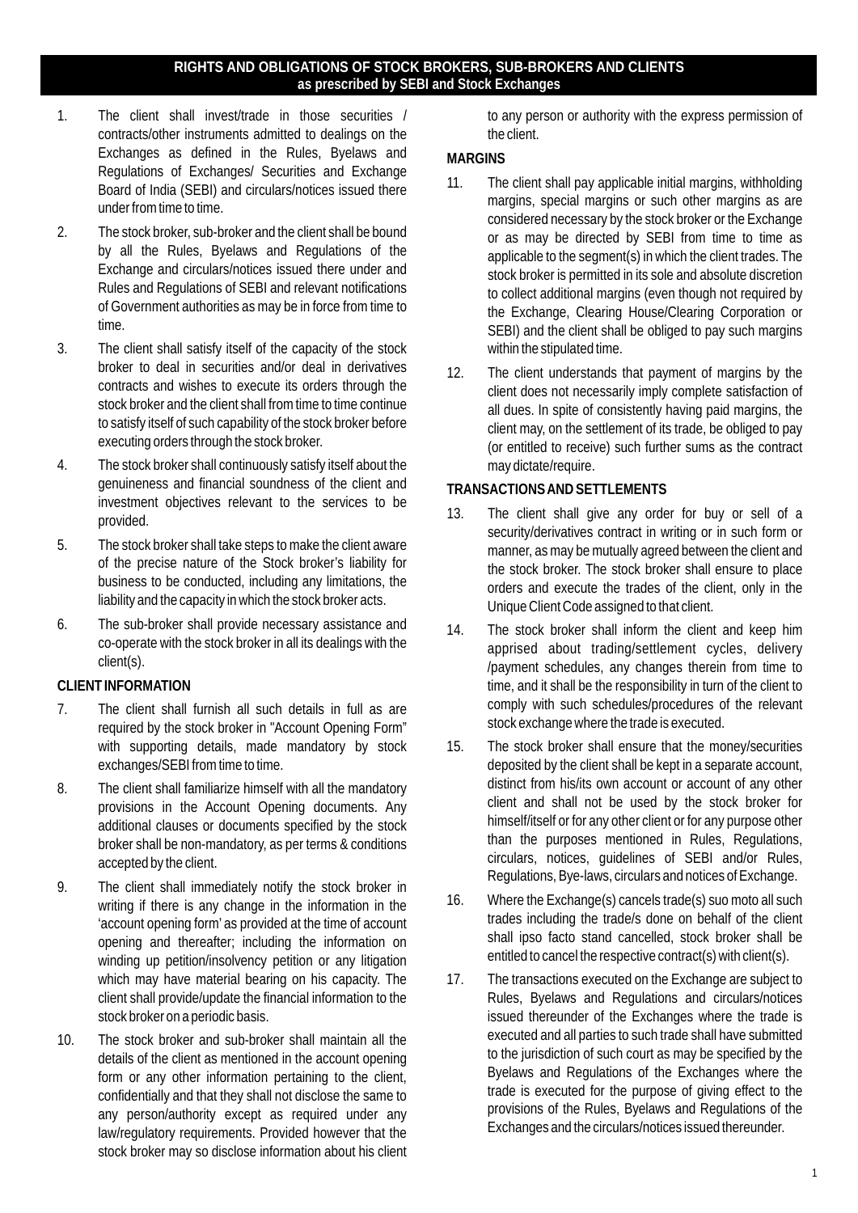# RIGHTS AND OBLIGATIONS OF STOCK BROKERS, SUB-BROKERS AND CLIENTS
## as prescribed by SEBI and Stock Exchanges

1. The client shall invest/trade in those securities / contracts/other instruments admitted to dealings on the Exchanges as defined in the Rules, Byelaws and Regulations of Exchanges/ Securities and Exchange Board of India (SEBI) and circulars/notices issued there under from time to time.

2. The stock broker, sub-broker and the client shall be bound by all the Rules, Byelaws and Regulations of the Exchange and circulars/notices issued there under and Rules and Regulations of SEBI and relevant notifications of Government authorities as may be in force from time to time.

3. The client shall satisfy itself of the capacity of the stock broker to deal in securities and/or deal in derivatives contracts and wishes to execute its orders through the stock broker and the client shall from time to time continue to satisfy itself of such capability of the stock broker before executing orders through the stock broker.

4. The stock broker shall continuously satisfy itself about the genuineness and financial soundness of the client and investment objectives relevant to the services to be provided.

5. The stock broker shall take steps to make the client aware of the precise nature of the Stock broker's liability for business to be conducted, including any limitations, the liability and the capacity in which the stock broker acts.

6. The sub-broker shall provide necessary assistance and co-operate with the stock broker in all its dealings with the client(s).

**CLIENT INFORMATION**

7. The client shall furnish all such details in full as are required by the stock broker in "Account Opening Form" with supporting details, made mandatory by stock exchanges/SEBI from time to time.

8. The client shall familiarize himself with all the mandatory provisions in the Account Opening documents. Any additional clauses or documents specified by the stock broker shall be non-mandatory, as per terms & conditions accepted by the client.

9. The client shall immediately notify the stock broker in writing if there is any change in the information in the 'account opening form' as provided at the time of account opening and thereafter; including the information on winding up petition/insolvency petition or any litigation which may have material bearing on his capacity. The client shall provide/update the financial information to the stock broker on a periodic basis.

10. The stock broker and sub-broker shall maintain all the details of the client as mentioned in the account opening form or any other information pertaining to the client, confidentially and that they shall not disclose the same to any person/authority except as required under any law/regulatory requirements. Provided however that the stock broker may so disclose information about his client to any person or authority with the express permission of the client.

**MARGINS**

11. The client shall pay applicable initial margins, withholding margins, special margins or such other margins as are considered necessary by the stock broker or the Exchange or as may be directed by SEBI from time to time as applicable to the segment(s) in which the client trades. The stock broker is permitted in its sole and absolute discretion to collect additional margins (even though not required by the Exchange, Clearing House/Clearing Corporation or SEBI) and the client shall be obliged to pay such margins within the stipulated time.

12. The client understands that payment of margins by the client does not necessarily imply complete satisfaction of all dues. In spite of consistently having paid margins, the client may, on the settlement of its trade, be obliged to pay (or entitled to receive) such further sums as the contract may dictate/require.

**TRANSACTIONS AND SETTLEMENTS**

13. The client shall give any order for buy or sell of a security/derivatives contract in writing or in such form or manner, as may be mutually agreed between the client and the stock broker. The stock broker shall ensure to place orders and execute the trades of the client, only in the Unique Client Code assigned to that client.

14. The stock broker shall inform the client and keep him apprised about trading/settlement cycles, delivery /payment schedules, any changes therein from time to time, and it shall be the responsibility in turn of the client to comply with such schedules/procedures of the relevant stock exchange where the trade is executed.

15. The stock broker shall ensure that the money/securities deposited by the client shall be kept in a separate account, distinct from his/its own account or account of any other client and shall not be used by the stock broker for himself/itself or for any other client or for any purpose other than the purposes mentioned in Rules, Regulations, circulars, notices, guidelines of SEBI and/or Rules, Regulations, Bye-laws, circulars and notices of Exchange.

16. Where the Exchange(s) cancels trade(s) suo moto all such trades including the trade/s done on behalf of the client shall ipso facto stand cancelled, stock broker shall be entitled to cancel the respective contract(s) with client(s).

17. The transactions executed on the Exchange are subject to Rules, Byelaws and Regulations and circulars/notices issued thereunder of the Exchanges where the trade is executed and all parties to such trade shall have submitted to the jurisdiction of such court as may be specified by the Byelaws and Regulations of the Exchanges where the trade is executed for the purpose of giving effect to the provisions of the Rules, Byelaws and Regulations of the Exchanges and the circulars/notices issued thereunder.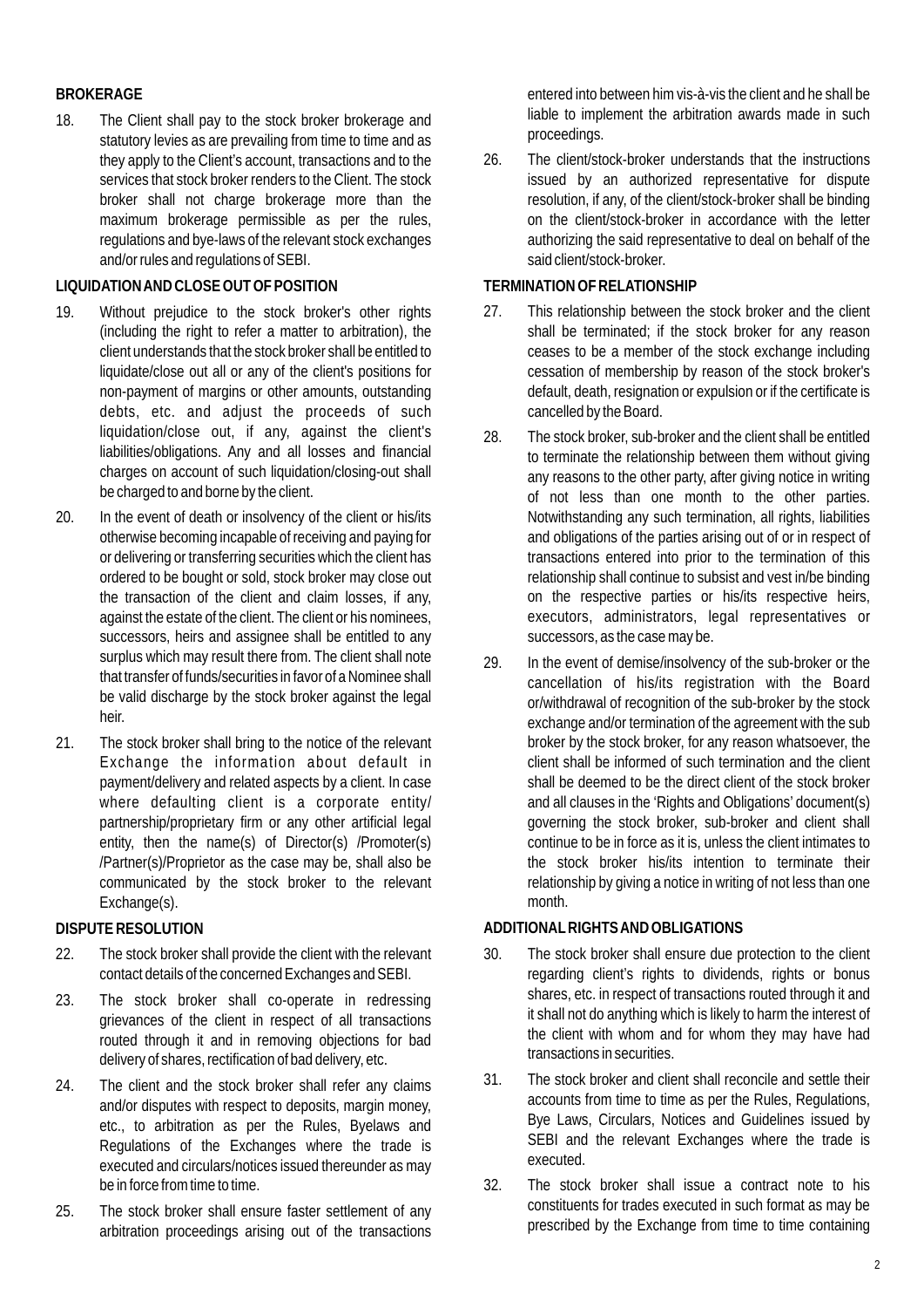### BROKERAGE

18. The Client shall pay to the stock broker brokerage and statutory levies as are prevailing from time to time and as they apply to the Client's account, transactions and to the services that stock broker renders to the Client. The stock broker shall not charge brokerage more than the maximum brokerage permissible as per the rules, regulations and bye-laws of the relevant stock exchanges and/or rules and regulations of SEBI.

### LIQUIDATION AND CLOSE OUT OF POSITION

19. Without prejudice to the stock broker's other rights (including the right to refer a matter to arbitration), the client understands that the stock broker shall be entitled to liquidate/close out all or any of the client's positions for non-payment of margins or other amounts, outstanding debts, etc. and adjust the proceeds of such liquidation/close out, if any, against the client's liabilities/obligations. Any and all losses and financial charges on account of such liquidation/closing-out shall be charged to and borne by the client.

20. In the event of death or insolvency of the client or his/its otherwise becoming incapable of receiving and paying for or delivering or transferring securities which the client has ordered to be bought or sold, stock broker may close out the transaction of the client and claim losses, if any, against the estate of the client. The client or his nominees, successors, heirs and assignee shall be entitled to any surplus which may result there from. The client shall note that transfer of funds/securities in favor of a Nominee shall be valid discharge by the stock broker against the legal heir.

21. The stock broker shall bring to the notice of the relevant Exchange the information about default in payment/delivery and related aspects by a client. In case where defaulting client is a corporate entity/ partnership/proprietary firm or any other artificial legal entity, then the name(s) of Director(s) /Promoter(s) /Partner(s)/Proprietor as the case may be, shall also be communicated by the stock broker to the relevant Exchange(s).

### DISPUTE RESOLUTION

22. The stock broker shall provide the client with the relevant contact details of the concerned Exchanges and SEBI.

23. The stock broker shall co-operate in redressing grievances of the client in respect of all transactions routed through it and in removing objections for bad delivery of shares, rectification of bad delivery, etc.

24. The client and the stock broker shall refer any claims and/or disputes with respect to deposits, margin money, etc., to arbitration as per the Rules, Byelaws and Regulations of the Exchanges where the trade is executed and circulars/notices issued thereunder as may be in force from time to time.

25. The stock broker shall ensure faster settlement of any arbitration proceedings arising out of the transactions entered into between him vis-à-vis the client and he shall be liable to implement the arbitration awards made in such proceedings.

26. The client/stock-broker understands that the instructions issued by an authorized representative for dispute resolution, if any, of the client/stock-broker shall be binding on the client/stock-broker in accordance with the letter authorizing the said representative to deal on behalf of the said client/stock-broker.

### TERMINATION OF RELATIONSHIP

27. This relationship between the stock broker and the client shall be terminated; if the stock broker for any reason ceases to be a member of the stock exchange including cessation of membership by reason of the stock broker's default, death, resignation or expulsion or if the certificate is cancelled by the Board.

28. The stock broker, sub-broker and the client shall be entitled to terminate the relationship between them without giving any reasons to the other party, after giving notice in writing of not less than one month to the other parties. Notwithstanding any such termination, all rights, liabilities and obligations of the parties arising out of or in respect of transactions entered into prior to the termination of this relationship shall continue to subsist and vest in/be binding on the respective parties or his/its respective heirs, executors, administrators, legal representatives or successors, as the case may be.

29. In the event of demise/insolvency of the sub-broker or the cancellation of his/its registration with the Board or/withdrawal of recognition of the sub-broker by the stock exchange and/or termination of the agreement with the sub broker by the stock broker, for any reason whatsoever, the client shall be informed of such termination and the client shall be deemed to be the direct client of the stock broker and all clauses in the 'Rights and Obligations' document(s) governing the stock broker, sub-broker and client shall continue to be in force as it is, unless the client intimates to the stock broker his/its intention to terminate their relationship by giving a notice in writing of not less than one month.

### ADDITIONAL RIGHTS AND OBLIGATIONS

30. The stock broker shall ensure due protection to the client regarding client's rights to dividends, rights or bonus shares, etc. in respect of transactions routed through it and it shall not do anything which is likely to harm the interest of the client with whom and for whom they may have had transactions in securities.

31. The stock broker and client shall reconcile and settle their accounts from time to time as per the Rules, Regulations, Bye Laws, Circulars, Notices and Guidelines issued by SEBI and the relevant Exchanges where the trade is executed.

32. The stock broker shall issue a contract note to his constituents for trades executed in such format as may be prescribed by the Exchange from time to time containing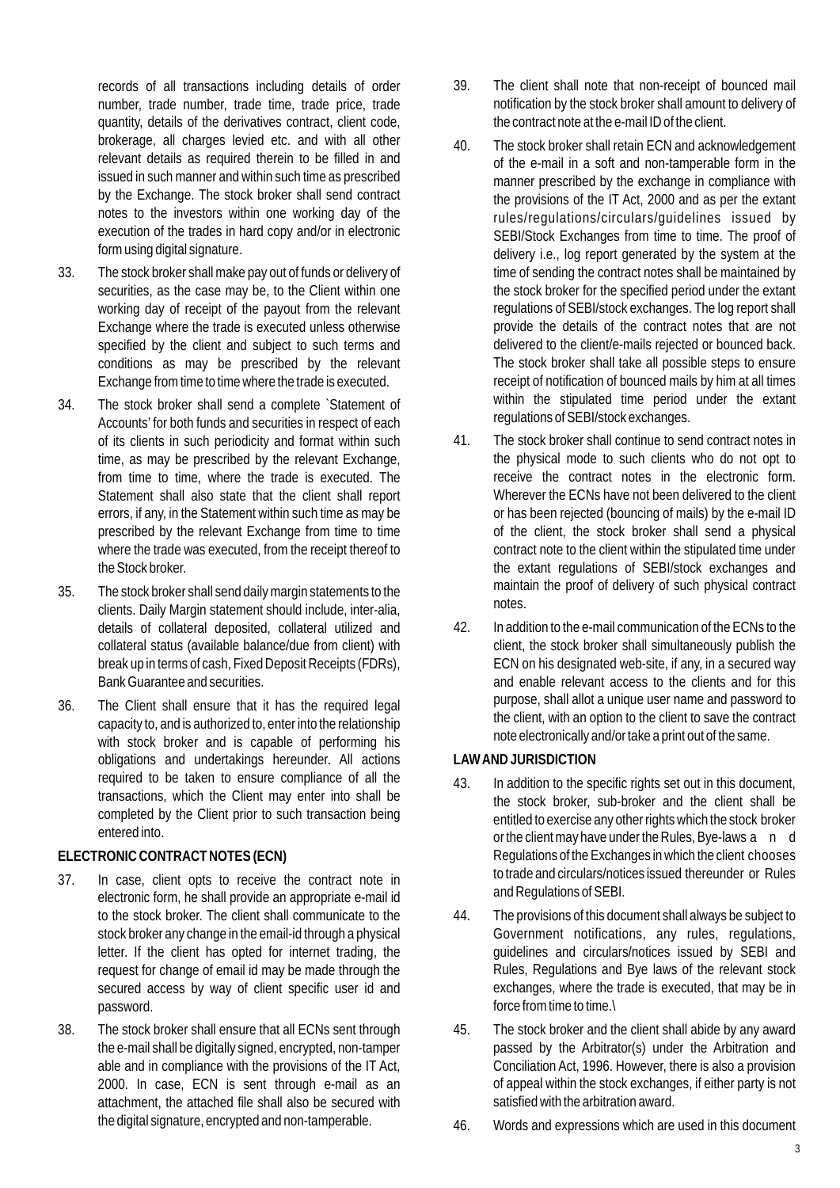records of all transactions including details of order number, trade number, trade time, trade price, trade quantity, details of the derivatives contract, client code, brokerage, all charges levied etc. and with all other relevant details as required therein to be filled in and issued in such manner and within such time as prescribed by the Exchange. The stock broker shall send contract notes to the investors within one working day of the execution of the trades in hard copy and/or in electronic form using digital signature.

33. The stock broker shall make pay out of funds or delivery of securities, as the case may be, to the Client within one working day of receipt of the payout from the relevant Exchange where the trade is executed unless otherwise specified by the client and subject to such terms and conditions as may be prescribed by the relevant Exchange from time to time where the trade is executed.

34. The stock broker shall send a complete `Statement of Accounts' for both funds and securities in respect of each of its clients in such periodicity and format within such time, as may be prescribed by the relevant Exchange, from time to time, where the trade is executed. The Statement shall also state that the client shall report errors, if any, in the Statement within such time as may be prescribed by the relevant Exchange from time to time where the trade was executed, from the receipt thereof to the Stock broker.

35. The stock broker shall send daily margin statements to the clients. Daily Margin statement should include, inter-alia, details of collateral deposited, collateral utilized and collateral status (available balance/due from client) with break up in terms of cash, Fixed Deposit Receipts (FDRs), Bank Guarantee and securities.

36. The Client shall ensure that it has the required legal capacity to, and is authorized to, enter into the relationship with stock broker and is capable of performing his obligations and undertakings hereunder. All actions required to be taken to ensure compliance of all the transactions, which the Client may enter into shall be completed by the Client prior to such transaction being entered into.

**ELECTRONIC CONTRACT NOTES (ECN)**

37. In case, client opts to receive the contract note in electronic form, he shall provide an appropriate e-mail id to the stock broker. The client shall communicate to the stock broker any change in the email-id through a physical letter. If the client has opted for internet trading, the request for change of email id may be made through the secured access by way of client specific user id and password.

38. The stock broker shall ensure that all ECNs sent through the e-mail shall be digitally signed, encrypted, non-tamper able and in compliance with the provisions of the IT Act, 2000. In case, ECN is sent through e-mail as an attachment, the attached file shall also be secured with the digital signature, encrypted and non-tamperable.

39. The client shall note that non-receipt of bounced mail notification by the stock broker shall amount to delivery of the contract note at the e-mail ID of the client.

40. The stock broker shall retain ECN and acknowledgement of the e-mail in a soft and non-tamperable form in the manner prescribed by the exchange in compliance with the provisions of the IT Act, 2000 and as per the extant rules/regulations/circulars/guidelines issued by SEBI/Stock Exchanges from time to time. The proof of delivery i.e., log report generated by the system at the time of sending the contract notes shall be maintained by the stock broker for the specified period under the extant regulations of SEBI/stock exchanges. The log report shall provide the details of the contract notes that are not delivered to the client/e-mails rejected or bounced back. The stock broker shall take all possible steps to ensure receipt of notification of bounced mails by him at all times within the stipulated time period under the extant regulations of SEBI/stock exchanges.

41. The stock broker shall continue to send contract notes in the physical mode to such clients who do not opt to receive the contract notes in the electronic form. Wherever the ECNs have not been delivered to the client or has been rejected (bouncing of mails) by the e-mail ID of the client, the stock broker shall send a physical contract note to the client within the stipulated time under the extant regulations of SEBI/stock exchanges and maintain the proof of delivery of such physical contract notes.

42. In addition to the e-mail communication of the ECNs to the client, the stock broker shall simultaneously publish the ECN on his designated web-site, if any, in a secured way and enable relevant access to the clients and for this purpose, shall allot a unique user name and password to the client, with an option to the client to save the contract note electronically and/or take a print out of the same.

**LAW AND JURISDICTION**

43. In addition to the specific rights set out in this document, the stock broker, sub-broker and the client shall be entitled to exercise any other rights which the stock broker or the client may have under the Rules, Bye-laws and Regulations of the Exchanges in which the client chooses to trade and circulars/notices issued thereunder or Rules and Regulations of SEBI.

44. The provisions of this document shall always be subject to Government notifications, any rules, regulations, guidelines and circulars/notices issued by SEBI and Rules, Regulations and Bye laws of the relevant stock exchanges, where the trade is executed, that may be in force from time to time.\

45. The stock broker and the client shall abide by any award passed by the Arbitrator(s) under the Arbitration and Conciliation Act, 1996. However, there is also a provision of appeal within the stock exchanges, if either party is not satisfied with the arbitration award.

46. Words and expressions which are used in this document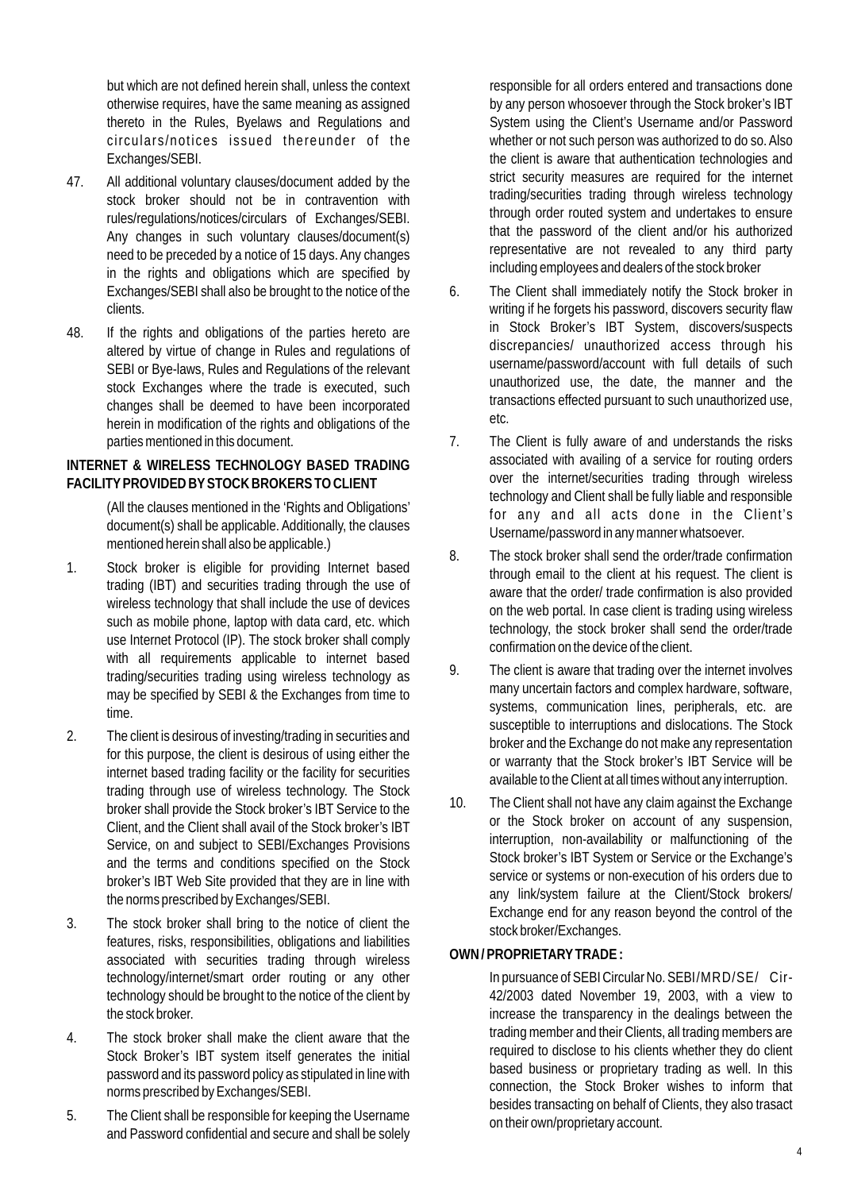but which are not defined herein shall, unless the context otherwise requires, have the same meaning as assigned thereto in the Rules, Byelaws and Regulations and circulars/notices issued thereunder of the Exchanges/SEBI.

47. All additional voluntary clauses/document added by the stock broker should not be in contravention with rules/regulations/notices/circulars of Exchanges/SEBI. Any changes in such voluntary clauses/document(s) need to be preceded by a notice of 15 days. Any changes in the rights and obligations which are specified by Exchanges/SEBI shall also be brought to the notice of the clients.

48. If the rights and obligations of the parties hereto are altered by virtue of change in Rules and regulations of SEBI or Bye-laws, Rules and Regulations of the relevant stock Exchanges where the trade is executed, such changes shall be deemed to have been incorporated herein in modification of the rights and obligations of the parties mentioned in this document.

**INTERNET & WIRELESS TECHNOLOGY BASED TRADING FACILITY PROVIDED BY STOCK BROKERS TO CLIENT**

(All the clauses mentioned in the 'Rights and Obligations' document(s) shall be applicable. Additionally, the clauses mentioned herein shall also be applicable.)

1. Stock broker is eligible for providing Internet based trading (IBT) and securities trading through the use of wireless technology that shall include the use of devices such as mobile phone, laptop with data card, etc. which use Internet Protocol (IP). The stock broker shall comply with all requirements applicable to internet based trading/securities trading using wireless technology as may be specified by SEBI & the Exchanges from time to time.

2. The client is desirous of investing/trading in securities and for this purpose, the client is desirous of using either the internet based trading facility or the facility for securities trading through use of wireless technology. The Stock broker shall provide the Stock broker's IBT Service to the Client, and the Client shall avail of the Stock broker's IBT Service, on and subject to SEBI/Exchanges Provisions and the terms and conditions specified on the Stock broker's IBT Web Site provided that they are in line with the norms prescribed by Exchanges/SEBI.

3. The stock broker shall bring to the notice of client the features, risks, responsibilities, obligations and liabilities associated with securities trading through wireless technology/internet/smart order routing or any other technology should be brought to the notice of the client by the stock broker.

4. The stock broker shall make the client aware that the Stock Broker's IBT system itself generates the initial password and its password policy as stipulated in line with norms prescribed by Exchanges/SEBI.

5. The Client shall be responsible for keeping the Username and Password confidential and secure and shall be solely responsible for all orders entered and transactions done by any person whosoever through the Stock broker's IBT System using the Client's Username and/or Password whether or not such person was authorized to do so. Also the client is aware that authentication technologies and strict security measures are required for the internet trading/securities trading through wireless technology through order routed system and undertakes to ensure that the password of the client and/or his authorized representative are not revealed to any third party including employees and dealers of the stock broker

6. The Client shall immediately notify the Stock broker in writing if he forgets his password, discovers security flaw in Stock Broker's IBT System, discovers/suspects discrepancies/ unauthorized access through his username/password/account with full details of such unauthorized use, the date, the manner and the transactions effected pursuant to such unauthorized use, etc.

7. The Client is fully aware of and understands the risks associated with availing of a service for routing orders over the internet/securities trading through wireless technology and Client shall be fully liable and responsible for any and all acts done in the Client's Username/password in any manner whatsoever.

8. The stock broker shall send the order/trade confirmation through email to the client at his request. The client is aware that the order/ trade confirmation is also provided on the web portal. In case client is trading using wireless technology, the stock broker shall send the order/trade confirmation on the device of the client.

9. The client is aware that trading over the internet involves many uncertain factors and complex hardware, software, systems, communication lines, peripherals, etc. are susceptible to interruptions and dislocations. The Stock broker and the Exchange do not make any representation or warranty that the Stock broker's IBT Service will be available to the Client at all times without any interruption.

10. The Client shall not have any claim against the Exchange or the Stock broker on account of any suspension, interruption, non-availability or malfunctioning of the Stock broker's IBT System or Service or the Exchange's service or systems or non-execution of his orders due to any link/system failure at the Client/Stock brokers/ Exchange end for any reason beyond the control of the stock broker/Exchanges.

**OWN / PROPRIETARY TRADE :**

In pursuance of SEBI Circular No. SEBI/MRD/SE/ Cir-42/2003 dated November 19, 2003, with a view to increase the transparency in the dealings between the trading member and their Clients, all trading members are required to disclose to his clients whether they do client based business or proprietary trading as well. In this connection, the Stock Broker wishes to inform that besides transacting on behalf of Clients, they also trasact on their own/proprietary account.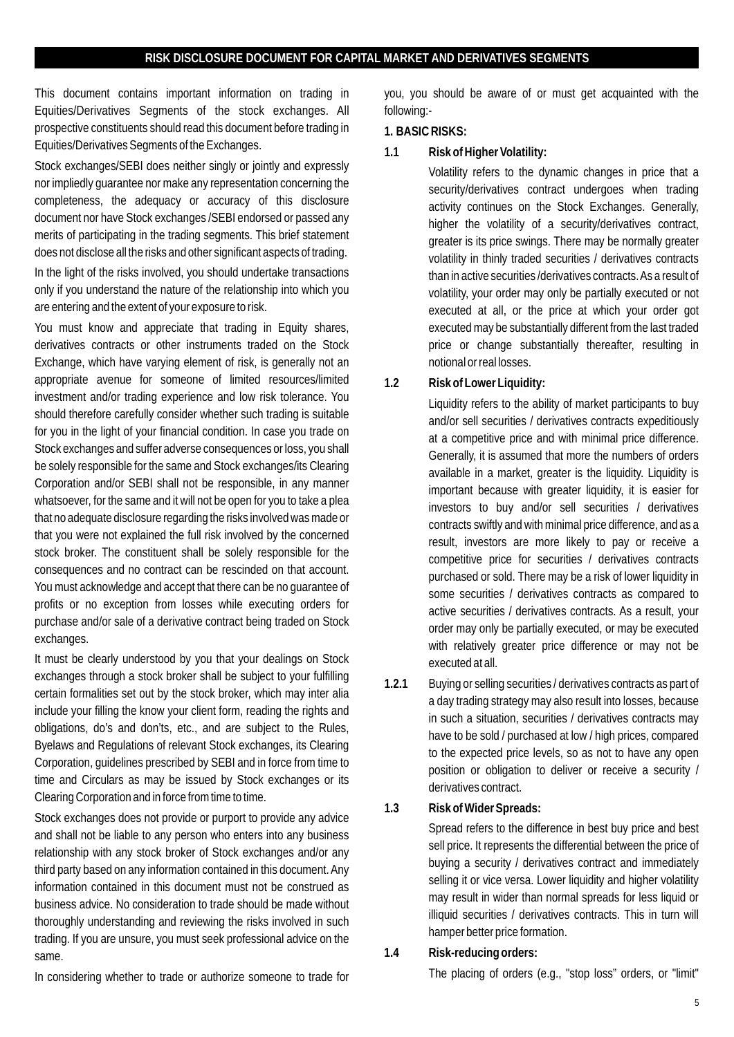## RISK DISCLOSURE DOCUMENT FOR CAPITAL MARKET AND DERIVATIVES SEGMENTS

This document contains important information on trading in Equities/Derivatives Segments of the stock exchanges. All prospective constituents should read this document before trading in Equities/Derivatives Segments of the Exchanges.

Stock exchanges/SEBI does neither singly or jointly and expressly nor impliedly guarantee nor make any representation concerning the completeness, the adequacy or accuracy of this disclosure document nor have Stock exchanges /SEBI endorsed or passed any merits of participating in the trading segments. This brief statement does not disclose all the risks and other significant aspects of trading.

In the light of the risks involved, you should undertake transactions only if you understand the nature of the relationship into which you are entering and the extent of your exposure to risk.

You must know and appreciate that trading in Equity shares, derivatives contracts or other instruments traded on the Stock Exchange, which have varying element of risk, is generally not an appropriate avenue for someone of limited resources/limited investment and/or trading experience and low risk tolerance. You should therefore carefully consider whether such trading is suitable for you in the light of your financial condition. In case you trade on Stock exchanges and suffer adverse consequences or loss, you shall be solely responsible for the same and Stock exchanges/its Clearing Corporation and/or SEBI shall not be responsible, in any manner whatsoever, for the same and it will not be open for you to take a plea that no adequate disclosure regarding the risks involved was made or that you were not explained the full risk involved by the concerned stock broker. The constituent shall be solely responsible for the consequences and no contract can be rescinded on that account. You must acknowledge and accept that there can be no guarantee of profits or no exception from losses while executing orders for purchase and/or sale of a derivative contract being traded on Stock exchanges.

It must be clearly understood by you that your dealings on Stock exchanges through a stock broker shall be subject to your fulfilling certain formalities set out by the stock broker, which may inter alia include your filling the know your client form, reading the rights and obligations, do's and don'ts, etc., and are subject to the Rules, Byelaws and Regulations of relevant Stock exchanges, its Clearing Corporation, guidelines prescribed by SEBI and in force from time to time and Circulars as may be issued by Stock exchanges or its Clearing Corporation and in force from time to time.

Stock exchanges does not provide or purport to provide any advice and shall not be liable to any person who enters into any business relationship with any stock broker of Stock exchanges and/or any third party based on any information contained in this document. Any information contained in this document must not be construed as business advice. No consideration to trade should be made without thoroughly understanding and reviewing the risks involved in such trading. If you are unsure, you must seek professional advice on the same.

In considering whether to trade or authorize someone to trade for you, you should be aware of or must get acquainted with the following:-

**1. BASIC RISKS:**

**1.1 Risk of Higher Volatility:**

Volatility refers to the dynamic changes in price that a security/derivatives contract undergoes when trading activity continues on the Stock Exchanges. Generally, higher the volatility of a security/derivatives contract, greater is its price swings. There may be normally greater volatility in thinly traded securities / derivatives contracts than in active securities /derivatives contracts. As a result of volatility, your order may only be partially executed or not executed at all, or the price at which your order got executed may be substantially different from the last traded price or change substantially thereafter, resulting in notional or real losses.

**1.2 Risk of Lower Liquidity:**

Liquidity refers to the ability of market participants to buy and/or sell securities / derivatives contracts expeditiously at a competitive price and with minimal price difference. Generally, it is assumed that more the numbers of orders available in a market, greater is the liquidity. Liquidity is important because with greater liquidity, it is easier for investors to buy and/or sell securities / derivatives contracts swiftly and with minimal price difference, and as a result, investors are more likely to pay or receive a competitive price for securities / derivatives contracts purchased or sold. There may be a risk of lower liquidity in some securities / derivatives contracts as compared to active securities / derivatives contracts. As a result, your order may only be partially executed, or may be executed with relatively greater price difference or may not be executed at all.

**1.2.1** Buying or selling securities / derivatives contracts as part of a day trading strategy may also result into losses, because in such a situation, securities / derivatives contracts may have to be sold / purchased at low / high prices, compared to the expected price levels, so as not to have any open position or obligation to deliver or receive a security / derivatives contract.

**1.3 Risk of Wider Spreads:**

Spread refers to the difference in best buy price and best sell price. It represents the differential between the price of buying a security / derivatives contract and immediately selling it or vice versa. Lower liquidity and higher volatility may result in wider than normal spreads for less liquid or illiquid securities / derivatives contracts. This in turn will hamper better price formation.

**1.4 Risk-reducing orders:**

The placing of orders (e.g., "stop loss" orders, or "limit"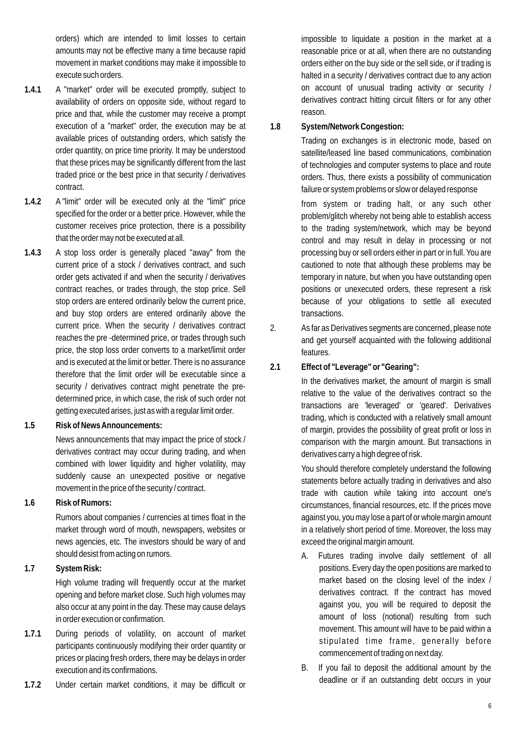orders) which are intended to limit losses to certain amounts may not be effective many a time because rapid movement in market conditions may make it impossible to execute such orders.

**1.4.1** A "market" order will be executed promptly, subject to availability of orders on opposite side, without regard to price and that, while the customer may receive a prompt execution of a "market" order, the execution may be at available prices of outstanding orders, which satisfy the order quantity, on price time priority. It may be understood that these prices may be significantly different from the last traded price or the best price in that security / derivatives contract.

**1.4.2** A "limit" order will be executed only at the "limit" price specified for the order or a better price. However, while the customer receives price protection, there is a possibility that the order may not be executed at all.

**1.4.3** A stop loss order is generally placed "away" from the current price of a stock / derivatives contract, and such order gets activated if and when the security / derivatives contract reaches, or trades through, the stop price. Sell stop orders are entered ordinarily below the current price, and buy stop orders are entered ordinarily above the current price. When the security / derivatives contract reaches the pre -determined price, or trades through such price, the stop loss order converts to a market/limit order and is executed at the limit or better. There is no assurance therefore that the limit order will be executable since a security / derivatives contract might penetrate the pre-determined price, in which case, the risk of such order not getting executed arises, just as with a regular limit order.

**1.5 Risk of News Announcements:**

News announcements that may impact the price of stock / derivatives contract may occur during trading, and when combined with lower liquidity and higher volatility, may suddenly cause an unexpected positive or negative movement in the price of the security / contract.

**1.6 Risk of Rumors:**

Rumors about companies / currencies at times float in the market through word of mouth, newspapers, websites or news agencies, etc. The investors should be wary of and should desist from acting on rumors.

**1.7 System Risk:**

High volume trading will frequently occur at the market opening and before market close. Such high volumes may also occur at any point in the day. These may cause delays in order execution or confirmation.

**1.7.1** During periods of volatility, on account of market participants continuously modifying their order quantity or prices or placing fresh orders, there may be delays in order execution and its confirmations.

**1.7.2** Under certain market conditions, it may be difficult or impossible to liquidate a position in the market at a reasonable price or at all, when there are no outstanding orders either on the buy side or the sell side, or if trading is halted in a security / derivatives contract due to any action on account of unusual trading activity or security / derivatives contract hitting circuit filters or for any other reason.

**1.8 System/Network Congestion:**

Trading on exchanges is in electronic mode, based on satellite/leased line based communications, combination of technologies and computer systems to place and route orders. Thus, there exists a possibility of communication failure or system problems or slow or delayed response from system or trading halt, or any such other problem/glitch whereby not being able to establish access to the trading system/network, which may be beyond control and may result in delay in processing or not processing buy or sell orders either in part or in full. You are cautioned to note that although these problems may be temporary in nature, but when you have outstanding open positions or unexecuted orders, these represent a risk because of your obligations to settle all executed transactions.

2. As far as Derivatives segments are concerned, please note and get yourself acquainted with the following additional features.

**2.1 Effect of "Leverage" or "Gearing":**

In the derivatives market, the amount of margin is small relative to the value of the derivatives contract so the transactions are 'leveraged' or 'geared'. Derivatives trading, which is conducted with a relatively small amount of margin, provides the possibility of great profit or loss in comparison with the margin amount. But transactions in derivatives carry a high degree of risk.

You should therefore completely understand the following statements before actually trading in derivatives and also trade with caution while taking into account one's circumstances, financial resources, etc. If the prices move against you, you may lose a part of or whole margin amount in a relatively short period of time. Moreover, the loss may exceed the original margin amount.

A. Futures trading involve daily settlement of all positions. Every day the open positions are marked to market based on the closing level of the index / derivatives contract. If the contract has moved against you, you will be required to deposit the amount of loss (notional) resulting from such movement. This amount will have to be paid within a stipulated time frame, generally before commencement of trading on next day.

B. If you fail to deposit the additional amount by the deadline or if an outstanding debt occurs in your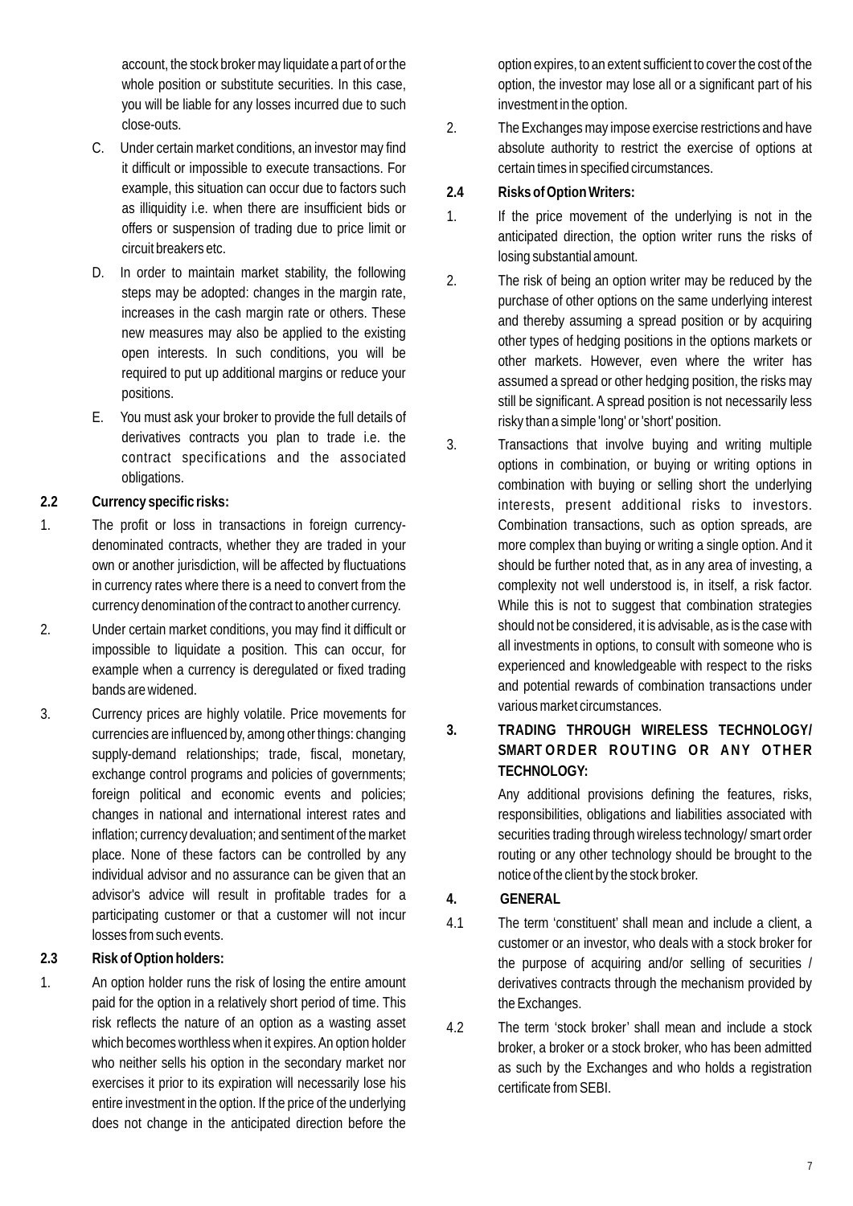account, the stock broker may liquidate a part of or the whole position or substitute securities. In this case, you will be liable for any losses incurred due to such close-outs.

C. Under certain market conditions, an investor may find it difficult or impossible to execute transactions. For example, this situation can occur due to factors such as illiquidity i.e. when there are insufficient bids or offers or suspension of trading due to price limit or circuit breakers etc.

D. In order to maintain market stability, the following steps may be adopted: changes in the margin rate, increases in the cash margin rate or others. These new measures may also be applied to the existing open interests. In such conditions, you will be required to put up additional margins or reduce your positions.

E. You must ask your broker to provide the full details of derivatives contracts you plan to trade i.e. the contract specifications and the associated obligations.

**2.2 Currency specific risks:**

1. The profit or loss in transactions in foreign currency-denominated contracts, whether they are traded in your own or another jurisdiction, will be affected by fluctuations in currency rates where there is a need to convert from the currency denomination of the contract to another currency.

2. Under certain market conditions, you may find it difficult or impossible to liquidate a position. This can occur, for example when a currency is deregulated or fixed trading bands are widened.

3. Currency prices are highly volatile. Price movements for currencies are influenced by, among other things: changing supply-demand relationships; trade, fiscal, monetary, exchange control programs and policies of governments; foreign political and economic events and policies; changes in national and international interest rates and inflation; currency devaluation; and sentiment of the market place. None of these factors can be controlled by any individual advisor and no assurance can be given that an advisor's advice will result in profitable trades for a participating customer or that a customer will not incur losses from such events.

**2.3 Risk of Option holders:**

1. An option holder runs the risk of losing the entire amount paid for the option in a relatively short period of time. This risk reflects the nature of an option as a wasting asset which becomes worthless when it expires. An option holder who neither sells his option in the secondary market nor exercises it prior to its expiration will necessarily lose his entire investment in the option. If the price of the underlying does not change in the anticipated direction before the option expires, to an extent sufficient to cover the cost of the option, the investor may lose all or a significant part of his investment in the option.

2. The Exchanges may impose exercise restrictions and have absolute authority to restrict the exercise of options at certain times in specified circumstances.

**2.4 Risks of Option Writers:**

1. If the price movement of the underlying is not in the anticipated direction, the option writer runs the risks of losing substantial amount.

2. The risk of being an option writer may be reduced by the purchase of other options on the same underlying interest and thereby assuming a spread position or by acquiring other types of hedging positions in the options markets or other markets. However, even where the writer has assumed a spread or other hedging position, the risks may still be significant. A spread position is not necessarily less risky than a simple 'long' or 'short' position.

3. Transactions that involve buying and writing multiple options in combination, or buying or writing options in combination with buying or selling short the underlying interests, present additional risks to investors. Combination transactions, such as option spreads, are more complex than buying or writing a single option. And it should be further noted that, as in any area of investing, a complexity not well understood is, in itself, a risk factor. While this is not to suggest that combination strategies should not be considered, it is advisable, as is the case with all investments in options, to consult with someone who is experienced and knowledgeable with respect to the risks and potential rewards of combination transactions under various market circumstances.

**3. TRADING THROUGH WIRELESS TECHNOLOGY/ SMART ORDER ROUTING OR ANY OTHER TECHNOLOGY:**

Any additional provisions defining the features, risks, responsibilities, obligations and liabilities associated with securities trading through wireless technology/ smart order routing or any other technology should be brought to the notice of the client by the stock broker.

**4. GENERAL**

4.1 The term 'constituent' shall mean and include a client, a customer or an investor, who deals with a stock broker for the purpose of acquiring and/or selling of securities / derivatives contracts through the mechanism provided by the Exchanges.

4.2 The term 'stock broker' shall mean and include a stock broker, a broker or a stock broker, who has been admitted as such by the Exchanges and who holds a registration certificate from SEBI.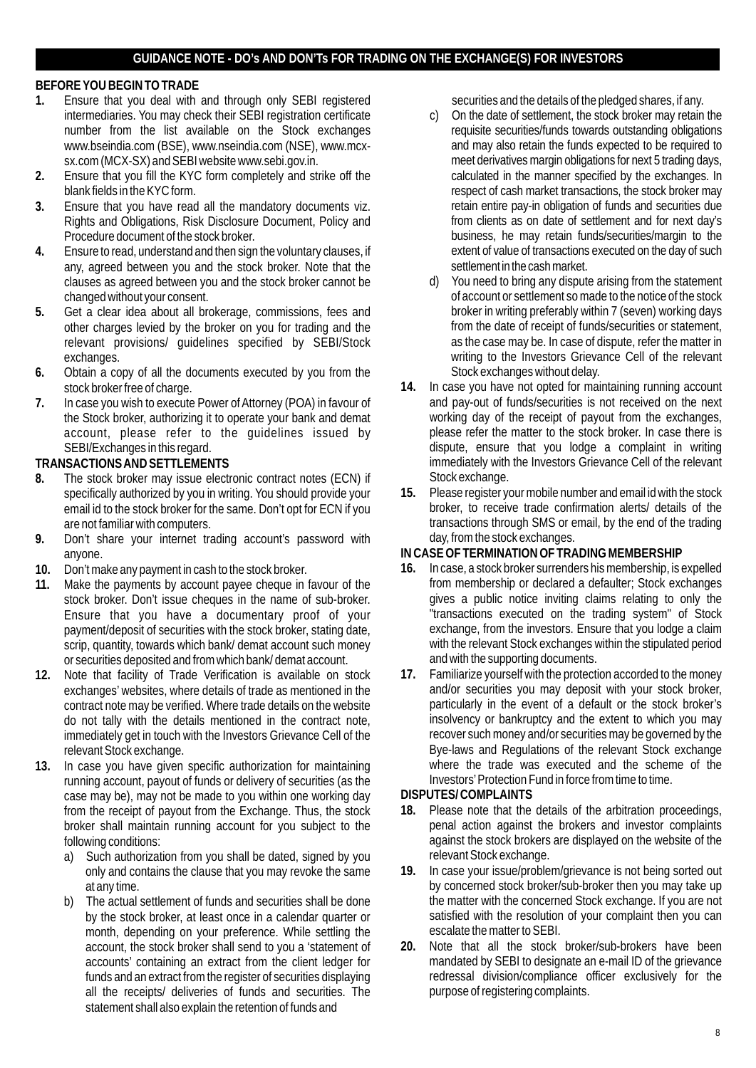## GUIDANCE NOTE - DO's AND DON'Ts FOR TRADING ON THE EXCHANGE(S) FOR INVESTORS

### BEFORE YOU BEGIN TO TRADE

1. Ensure that you deal with and through only SEBI registered intermediaries. You may check their SEBI registration certificate number from the list available on the Stock exchanges www.bseindia.com (BSE), www.nseindia.com (NSE), www.mcx-sx.com (MCX-SX) and SEBI website www.sebi.gov.in.
2. Ensure that you fill the KYC form completely and strike off the blank fields in the KYC form.
3. Ensure that you have read all the mandatory documents viz. Rights and Obligations, Risk Disclosure Document, Policy and Procedure document of the stock broker.
4. Ensure to read, understand and then sign the voluntary clauses, if any, agreed between you and the stock broker. Note that the clauses as agreed between you and the stock broker cannot be changed without your consent.
5. Get a clear idea about all brokerage, commissions, fees and other charges levied by the broker on you for trading and the relevant provisions/ guidelines specified by SEBI/Stock exchanges.
6. Obtain a copy of all the documents executed by you from the stock broker free of charge.
7. In case you wish to execute Power of Attorney (POA) in favour of the Stock broker, authorizing it to operate your bank and demat account, please refer to the guidelines issued by SEBI/Exchanges in this regard.

### TRANSACTIONS AND SETTLEMENTS

8. The stock broker may issue electronic contract notes (ECN) if specifically authorized by you in writing. You should provide your email id to the stock broker for the same. Don't opt for ECN if you are not familiar with computers.
9. Don't share your internet trading account's password with anyone.
10. Don't make any payment in cash to the stock broker.
11. Make the payments by account payee cheque in favour of the stock broker. Don't issue cheques in the name of sub-broker. Ensure that you have a documentary proof of your payment/deposit of securities with the stock broker, stating date, scrip, quantity, towards which bank/ demat account such money or securities deposited and from which bank/ demat account.
12. Note that facility of Trade Verification is available on stock exchanges' websites, where details of trade as mentioned in the contract note may be verified. Where trade details on the website do not tally with the details mentioned in the contract note, immediately get in touch with the Investors Grievance Cell of the relevant Stock exchange.
13. In case you have given specific authorization for maintaining running account, payout of funds or delivery of securities (as the case may be), may not be made to you within one working day from the receipt of payout from the Exchange. Thus, the stock broker shall maintain running account for you subject to the following conditions:
    a) Such authorization from you shall be dated, signed by you only and contains the clause that you may revoke the same at any time.
    b) The actual settlement of funds and securities shall be done by the stock broker, at least once in a calendar quarter or month, depending on your preference. While settling the account, the stock broker shall send to you a 'statement of accounts' containing an extract from the client ledger for funds and an extract from the register of securities displaying all the receipts/ deliveries of funds and securities. The statement shall also explain the retention of funds and securities and the details of the pledged shares, if any.
    c) On the date of settlement, the stock broker may retain the requisite securities/funds towards outstanding obligations and may also retain the funds expected to be required to meet derivatives margin obligations for next 5 trading days, calculated in the manner specified by the exchanges. In respect of cash market transactions, the stock broker may retain entire pay-in obligation of funds and securities due from clients as on date of settlement and for next day's business, he may retain funds/securities/margin to the extent of value of transactions executed on the day of such settlement in the cash market.
    d) You need to bring any dispute arising from the statement of account or settlement so made to the notice of the stock broker in writing preferably within 7 (seven) working days from the date of receipt of funds/securities or statement, as the case may be. In case of dispute, refer the matter in writing to the Investors Grievance Cell of the relevant Stock exchanges without delay.
14. In case you have not opted for maintaining running account and pay-out of funds/securities is not received on the next working day of the receipt of payout from the exchanges, please refer the matter to the stock broker. In case there is dispute, ensure that you lodge a complaint in writing immediately with the Investors Grievance Cell of the relevant Stock exchange.
15. Please register your mobile number and email id with the stock broker, to receive trade confirmation alerts/ details of the transactions through SMS or email, by the end of the trading day, from the stock exchanges.

### IN CASE OF TERMINATION OF TRADING MEMBERSHIP

16. In case, a stock broker surrenders his membership, is expelled from membership or declared a defaulter; Stock exchanges gives a public notice inviting claims relating to only the "transactions executed on the trading system" of Stock exchange, from the investors. Ensure that you lodge a claim with the relevant Stock exchanges within the stipulated period and with the supporting documents.
17. Familiarize yourself with the protection accorded to the money and/or securities you may deposit with your stock broker, particularly in the event of a default or the stock broker's insolvency or bankruptcy and the extent to which you may recover such money and/or securities may be governed by the Bye-laws and Regulations of the relevant Stock exchange where the trade was executed and the scheme of the Investors' Protection Fund in force from time to time.

### DISPUTES/ COMPLAINTS

18. Please note that the details of the arbitration proceedings, penal action against the brokers and investor complaints against the stock brokers are displayed on the website of the relevant Stock exchange.
19. In case your issue/problem/grievance is not being sorted out by concerned stock broker/sub-broker then you may take up the matter with the concerned Stock exchange. If you are not satisfied with the resolution of your complaint then you can escalate the matter to SEBI.
20. Note that all the stock broker/sub-brokers have been mandated by SEBI to designate an e-mail ID of the grievance redressal division/compliance officer exclusively for the purpose of registering complaints.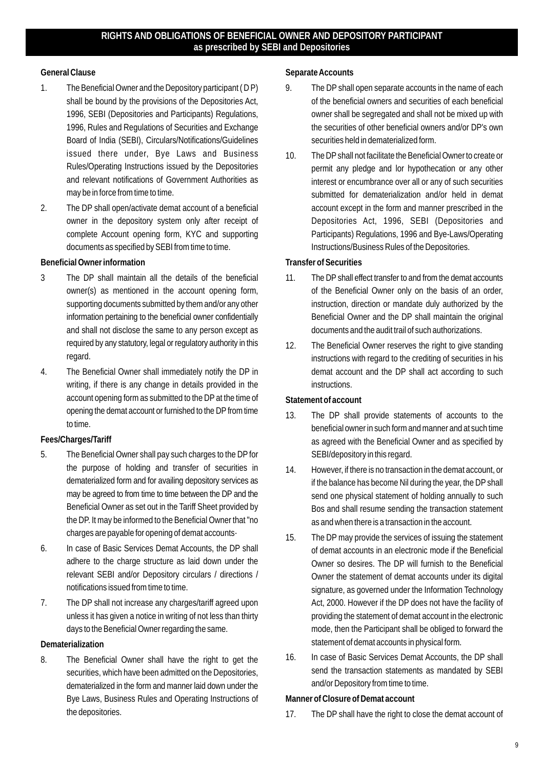# RIGHTS AND OBLIGATIONS OF BENEFICIAL OWNER AND DEPOSITORY PARTICIPANT
## as prescribed by SEBI and Depositories

### General Clause

1. The Beneficial Owner and the Depository participant ( D P) shall be bound by the provisions of the Depositories Act, 1996, SEBI (Depositories and Participants) Regulations, 1996, Rules and Regulations of Securities and Exchange Board of India (SEBI), Circulars/Notifications/Guidelines issued there under, Bye Laws and Business Rules/Operating Instructions issued by the Depositories and relevant notifications of Government Authorities as may be in force from time to time.

2. The DP shall open/activate demat account of a beneficial owner in the depository system only after receipt of complete Account opening form, KYC and supporting documents as specified by SEBI from time to time.

### Beneficial Owner information

3. The DP shall maintain all the details of the beneficial owner(s) as mentioned in the account opening form, supporting documents submitted by them and/or any other information pertaining to the beneficial owner confidentially and shall not disclose the same to any person except as required by any statutory, legal or regulatory authority in this regard.

4. The Beneficial Owner shall immediately notify the DP in writing, if there is any change in details provided in the account opening form as submitted to the DP at the time of opening the demat account or furnished to the DP from time to time.

### Fees/Charges/Tariff

5. The Beneficial Owner shall pay such charges to the DP for the purpose of holding and transfer of securities in dematerialized form and for availing depository services as may be agreed to from time to time between the DP and the Beneficial Owner as set out in the Tariff Sheet provided by the DP. It may be informed to the Beneficial Owner that "no charges are payable for opening of demat accounts·

6. In case of Basic Services Demat Accounts, the DP shall adhere to the charge structure as laid down under the relevant SEBI and/or Depository circulars / directions / notifications issued from time to time.

7. The DP shall not increase any charges/tariff agreed upon unless it has given a notice in writing of not less than thirty days to the Beneficial Owner regarding the same.

### Dematerialization

8. The Beneficial Owner shall have the right to get the securities, which have been admitted on the Depositories, dematerialized in the form and manner laid down under the Bye Laws, Business Rules and Operating Instructions of the depositories.

### Separate Accounts

9. The DP shall open separate accounts in the name of each of the beneficial owners and securities of each beneficial owner shall be segregated and shall not be mixed up with the securities of other beneficial owners and/or DP's own securities held in dematerialized form.

10. The DP shall not facilitate the Beneficial Owner to create or permit any pledge and lor hypothecation or any other interest or encumbrance over all or any of such securities submitted for dematerialization and/or held in demat account except in the form and manner prescribed in the Depositories Act, 1996, SEBI (Depositories and Participants) Regulations, 1996 and Bye-Laws/Operating Instructions/Business Rules of the Depositories.

### Transfer of Securities

11. The DP shall effect transfer to and from the demat accounts of the Beneficial Owner only on the basis of an order, instruction, direction or mandate duly authorized by the Beneficial Owner and the DP shall maintain the original documents and the audit trail of such authorizations.

12. The Beneficial Owner reserves the right to give standing instructions with regard to the crediting of securities in his demat account and the DP shall act according to such instructions.

### Statement of account

13. The DP shall provide statements of accounts to the beneficial owner in such form and manner and at such time as agreed with the Beneficial Owner and as specified by SEBI/depository in this regard.

14. However, if there is no transaction in the demat account, or if the balance has become Nil during the year, the DP shall send one physical statement of holding annually to such Bos and shall resume sending the transaction statement as and when there is a transaction in the account.

15. The DP may provide the services of issuing the statement of demat accounts in an electronic mode if the Beneficial Owner so desires. The DP will furnish to the Beneficial Owner the statement of demat accounts under its digital signature, as governed under the Information Technology Act, 2000. However if the DP does not have the facility of providing the statement of demat account in the electronic mode, then the Participant shall be obliged to forward the statement of demat accounts in physical form.

16. In case of Basic Services Demat Accounts, the DP shall send the transaction statements as mandated by SEBI and/or Depository from time to time.

### Manner of Closure of Demat account

17. The DP shall have the right to close the demat account of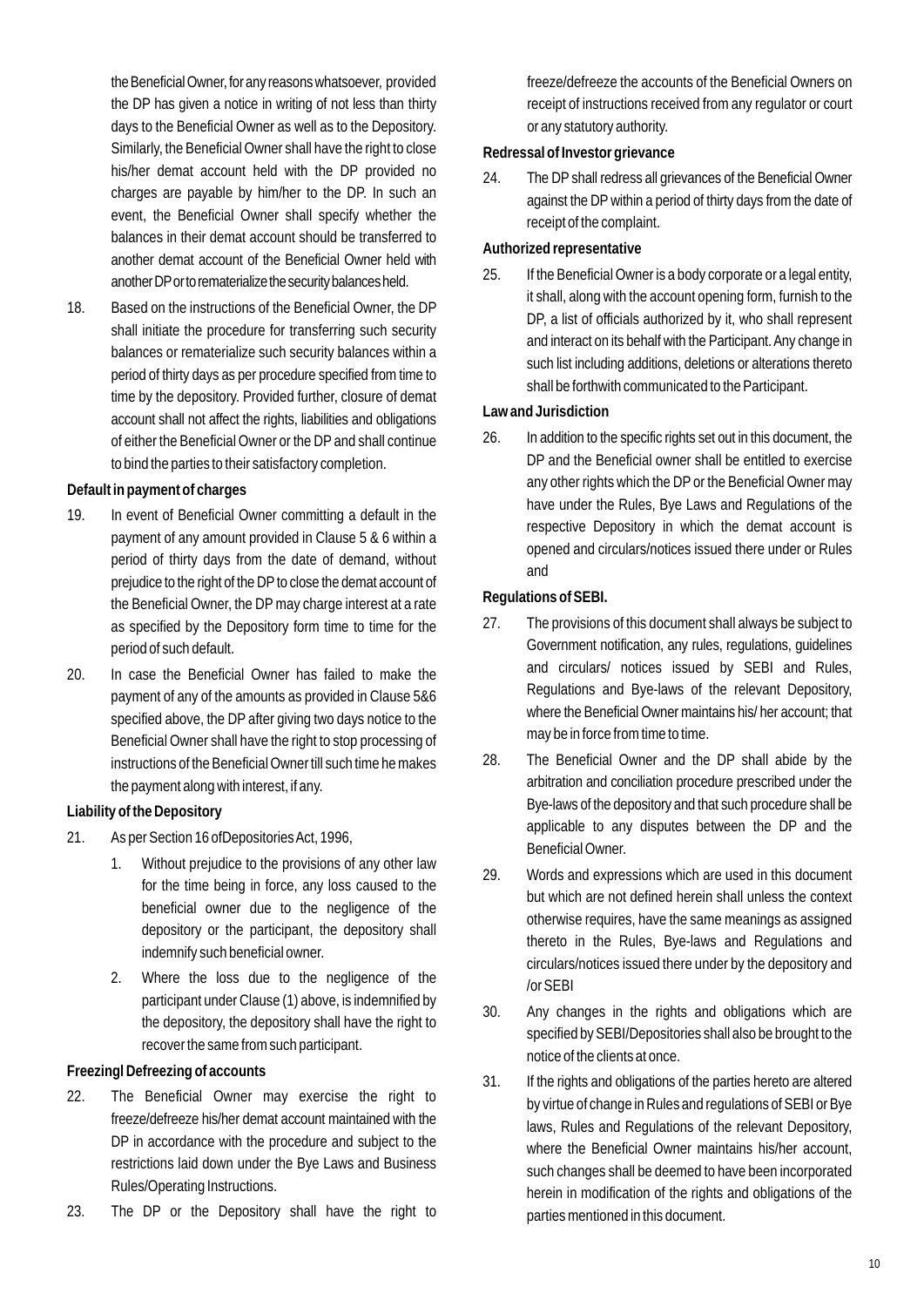the Beneficial Owner, for any reasons whatsoever, provided the DP has given a notice in writing of not less than thirty days to the Beneficial Owner as well as to the Depository. Similarly, the Beneficial Owner shall have the right to close his/her demat account held with the DP provided no charges are payable by him/her to the DP. In such an event, the Beneficial Owner shall specify whether the balances in their demat account should be transferred to another demat account of the Beneficial Owner held with another DP or to rematerialize the security balances held.

18. Based on the instructions of the Beneficial Owner, the DP shall initiate the procedure for transferring such security balances or rematerialize such security balances within a period of thirty days as per procedure specified from time to time by the depository. Provided further, closure of demat account shall not affect the rights, liabilities and obligations of either the Beneficial Owner or the DP and shall continue to bind the parties to their satisfactory completion.

**Default in payment of charges**

19. In event of Beneficial Owner committing a default in the payment of any amount provided in Clause 5 & 6 within a period of thirty days from the date of demand, without prejudice to the right of the DP to close the demat account of the Beneficial Owner, the DP may charge interest at a rate as specified by the Depository form time to time for the period of such default.

20. In case the Beneficial Owner has failed to make the payment of any of the amounts as provided in Clause 5&6 specified above, the DP after giving two days notice to the Beneficial Owner shall have the right to stop processing of instructions of the Beneficial Owner till such time he makes the payment along with interest, if any.

**Liability of the Depository**

21. As per Section 16 ofDepositories Act, 1996,

    1. Without prejudice to the provisions of any other law for the time being in force, any loss caused to the beneficial owner due to the negligence of the depository or the participant, the depository shall indemnify such beneficial owner.

    2. Where the loss due to the negligence of the participant under Clause (1) above, is indemnified by the depository, the depository shall have the right to recover the same from such participant.

**Freezingl Defreezing of accounts**

22. The Beneficial Owner may exercise the right to freeze/defreeze his/her demat account maintained with the DP in accordance with the procedure and subject to the restrictions laid down under the Bye Laws and Business Rules/Operating Instructions.

23. The DP or the Depository shall have the right to freeze/defreeze the accounts of the Beneficial Owners on receipt of instructions received from any regulator or court or any statutory authority.

**Redressal of Investor grievance**

24. The DP shall redress all grievances of the Beneficial Owner against the DP within a period of thirty days from the date of receipt of the complaint.

**Authorized representative**

25. If the Beneficial Owner is a body corporate or a legal entity, it shall, along with the account opening form, furnish to the DP, a list of officials authorized by it, who shall represent and interact on its behalf with the Participant. Any change in such list including additions, deletions or alterations thereto shall be forthwith communicated to the Participant.

**Law and Jurisdiction**

26. In addition to the specific rights set out in this document, the DP and the Beneficial owner shall be entitled to exercise any other rights which the DP or the Beneficial Owner may have under the Rules, Bye Laws and Regulations of the respective Depository in which the demat account is opened and circulars/notices issued there under or Rules and

**Regulations of SEBI.**

27. The provisions of this document shall always be subject to Government notification, any rules, regulations, guidelines and circulars/ notices issued by SEBI and Rules, Regulations and Bye-laws of the relevant Depository, where the Beneficial Owner maintains his/ her account; that may be in force from time to time.

28. The Beneficial Owner and the DP shall abide by the arbitration and conciliation procedure prescribed under the Bye-laws of the depository and that such procedure shall be applicable to any disputes between the DP and the Beneficial Owner.

29. Words and expressions which are used in this document but which are not defined herein shall unless the context otherwise requires, have the same meanings as assigned thereto in the Rules, Bye-laws and Regulations and circulars/notices issued there under by the depository and /or SEBI

30. Any changes in the rights and obligations which are specified by SEBI/Depositories shall also be brought to the notice of the clients at once.

31. If the rights and obligations of the parties hereto are altered by virtue of change in Rules and regulations of SEBI or Bye laws, Rules and Regulations of the relevant Depository, where the Beneficial Owner maintains his/her account, such changes shall be deemed to have been incorporated herein in modification of the rights and obligations of the parties mentioned in this document.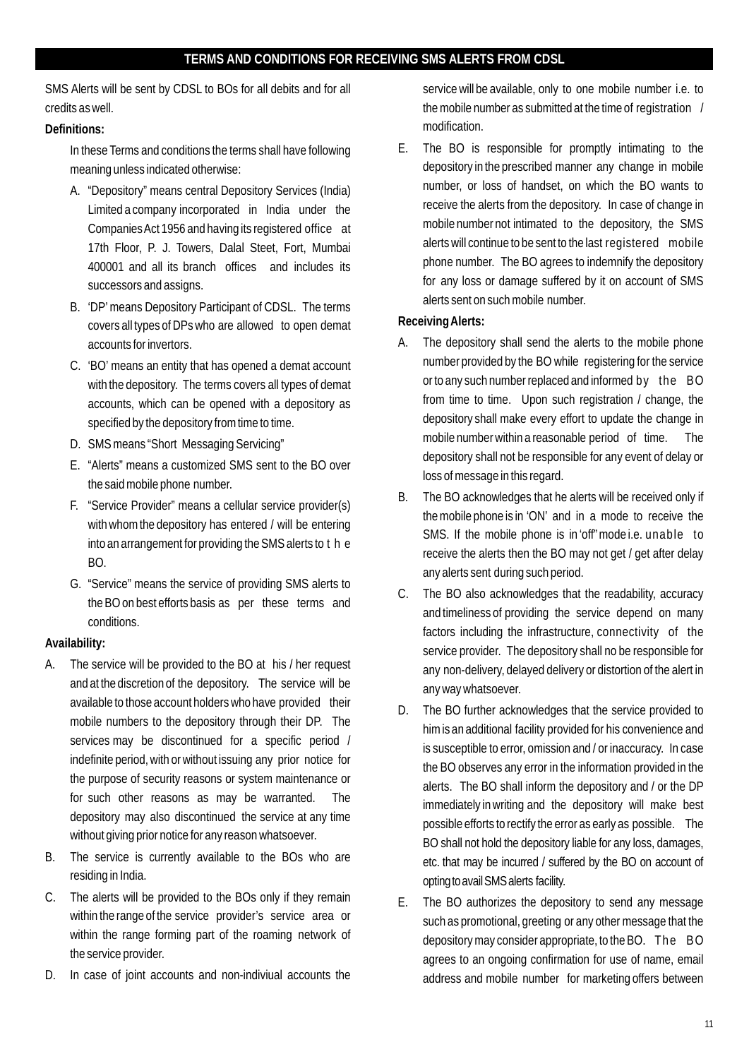## TERMS AND CONDITIONS FOR RECEIVING SMS ALERTS FROM CDSL

SMS Alerts will be sent by CDSL to BOs for all debits and for all credits as well.

**Definitions:**

In these Terms and conditions the terms shall have following meaning unless indicated otherwise:

A. "Depository" means central Depository Services (India) Limited a company incorporated in India under the Companies Act 1956 and having its registered office at 17th Floor, P. J. Towers, Dalal Steet, Fort, Mumbai 400001 and all its branch offices and includes its successors and assigns.

B. 'DP' means Depository Participant of CDSL. The terms covers all types of DPs who are allowed to open demat accounts for invertors.

C. 'BO' means an entity that has opened a demat account with the depository. The terms covers all types of demat accounts, which can be opened with a depository as specified by the depository from time to time.

D. SMS means "Short Messaging Servicing"

E. "Alerts" means a customized SMS sent to the BO over the said mobile phone number.

F. "Service Provider" means a cellular service provider(s) with whom the depository has entered / will be entering into an arrangement for providing the SMS alerts to t h e BO.

G. "Service" means the service of providing SMS alerts to the BO on best efforts basis as per these terms and conditions.

**Availability:**

A. The service will be provided to the BO at his / her request and at the discretion of the depository. The service will be available to those account holders who have provided their mobile numbers to the depository through their DP. The services may be discontinued for a specific period / indefinite period, with or without issuing any prior notice for the purpose of security reasons or system maintenance or for such other reasons as may be warranted. The depository may also discontinued the service at any time without giving prior notice for any reason whatsoever.

B. The service is currently available to the BOs who are residing in India.

C. The alerts will be provided to the BOs only if they remain within the range of the service provider's service area or within the range forming part of the roaming network of the service provider.

D. In case of joint accounts and non-indiviual accounts the service will be available, only to one mobile number i.e. to the mobile number as submitted at the time of registration / modification.

E. The BO is responsible for promptly intimating to the depository in the prescribed manner any change in mobile number, or loss of handset, on which the BO wants to receive the alerts from the depository. In case of change in mobile number not intimated to the depository, the SMS alerts will continue to be sent to the last registered mobile phone number. The BO agrees to indemnify the depository for any loss or damage suffered by it on account of SMS alerts sent on such mobile number.

**Receiving Alerts:**

A. The depository shall send the alerts to the mobile phone number provided by the BO while registering for the service or to any such number replaced and informed by the BO from time to time. Upon such registration / change, the depository shall make every effort to update the change in mobile number within a reasonable period of time. The depository shall not be responsible for any event of delay or loss of message in this regard.

B. The BO acknowledges that he alerts will be received only if the mobile phone is in 'ON' and in a mode to receive the SMS. If the mobile phone is in 'off" mode i.e. unable to receive the alerts then the BO may not get / get after delay any alerts sent during such period.

C. The BO also acknowledges that the readability, accuracy and timeliness of providing the service depend on many factors including the infrastructure, connectivity of the service provider. The depository shall no be responsible for any non-delivery, delayed delivery or distortion of the alert in any way whatsoever.

D. The BO further acknowledges that the service provided to him is an additional facility provided for his convenience and is susceptible to error, omission and / or inaccuracy. In case the BO observes any error in the information provided in the alerts. The BO shall inform the depository and / or the DP immediately in writing and the depository will make best possible efforts to rectify the error as early as possible. The BO shall not hold the depository liable for any loss, damages, etc. that may be incurred / suffered by the BO on account of opting to avail SMS alerts facility.

E. The BO authorizes the depository to send any message such as promotional, greeting or any other message that the depository may consider appropriate, to the BO. The BO agrees to an ongoing confirmation for use of name, email address and mobile number for marketing offers between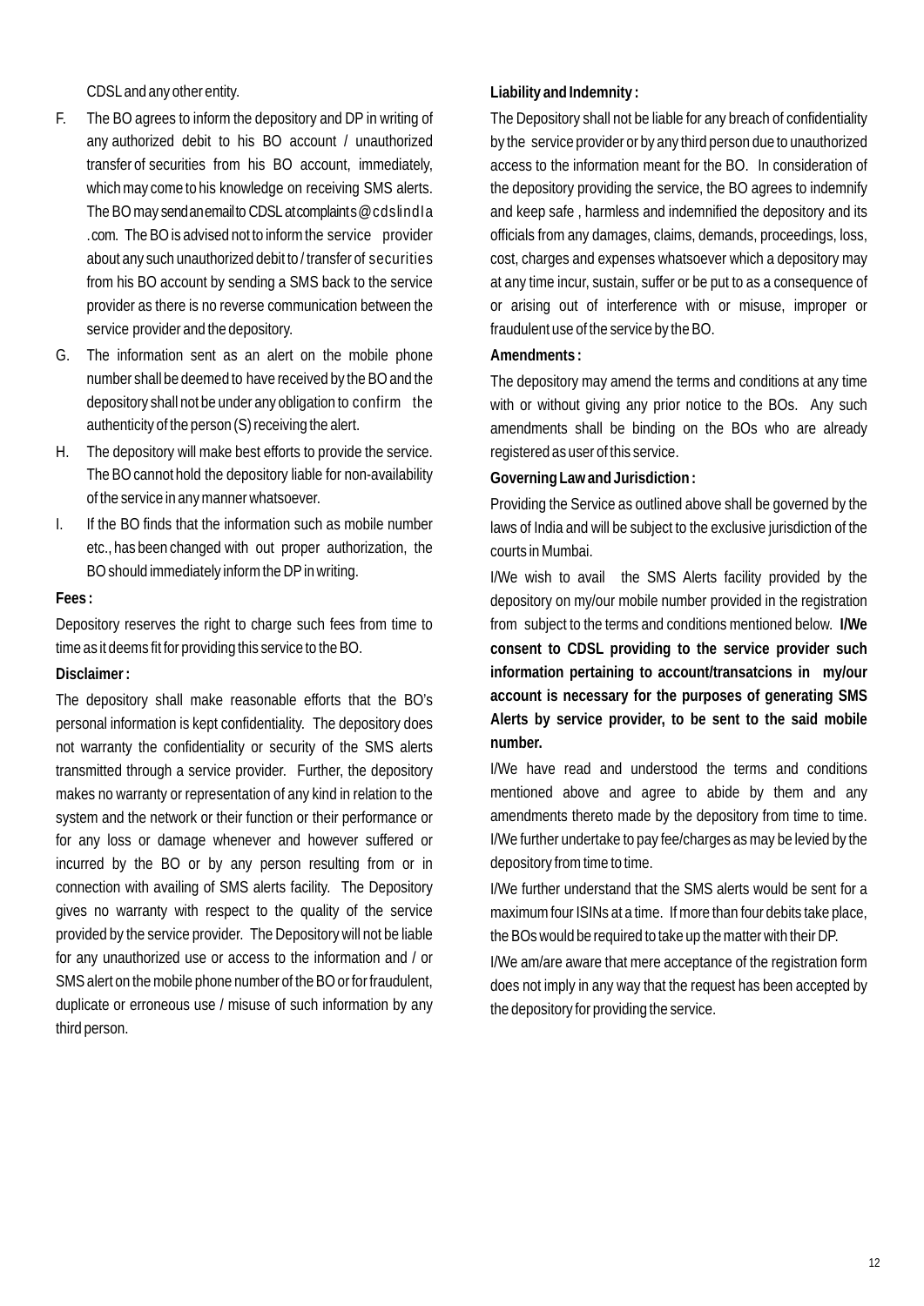CDSL and any other entity.

F. The BO agrees to inform the depository and DP in writing of any authorized debit to his BO account / unauthorized transfer of securities from his BO account, immediately, which may come to his knowledge on receiving SMS alerts. The BO may send an email to CDSL at complaints@cdslindia .com. The BO is advised not to inform the service provider about any such unauthorized debit to / transfer of securities from his BO account by sending a SMS back to the service provider as there is no reverse communication between the service provider and the depository.

G. The information sent as an alert on the mobile phone number shall be deemed to have received by the BO and the depository shall not be under any obligation to confirm the authenticity of the person (S) receiving the alert.

H. The depository will make best efforts to provide the service. The BO cannot hold the depository liable for non-availability of the service in any manner whatsoever.

I. If the BO finds that the information such as mobile number etc., has been changed with out proper authorization, the BO should immediately inform the DP in writing.

**Fees :**

Depository reserves the right to charge such fees from time to time as it deems fit for providing this service to the BO.

**Disclaimer :**

The depository shall make reasonable efforts that the BO's personal information is kept confidentiality. The depository does not warranty the confidentiality or security of the SMS alerts transmitted through a service provider. Further, the depository makes no warranty or representation of any kind in relation to the system and the network or their function or their performance or for any loss or damage whenever and however suffered or incurred by the BO or by any person resulting from or in connection with availing of SMS alerts facility. The Depository gives no warranty with respect to the quality of the service provided by the service provider. The Depository will not be liable for any unauthorized use or access to the information and / or SMS alert on the mobile phone number of the BO or for fraudulent, duplicate or erroneous use / misuse of such information by any third person.

**Liability and Indemnity :**

The Depository shall not be liable for any breach of confidentiality by the service provider or by any third person due to unauthorized access to the information meant for the BO. In consideration of the depository providing the service, the BO agrees to indemnify and keep safe , harmless and indemnified the depository and its officials from any damages, claims, demands, proceedings, loss, cost, charges and expenses whatsoever which a depository may at any time incur, sustain, suffer or be put to as a consequence of or arising out of interference with or misuse, improper or fraudulent use of the service by the BO.

**Amendments :**

The depository may amend the terms and conditions at any time with or without giving any prior notice to the BOs. Any such amendments shall be binding on the BOs who are already registered as user of this service.

**Governing Law and Jurisdiction :**

Providing the Service as outlined above shall be governed by the laws of India and will be subject to the exclusive jurisdiction of the courts in Mumbai.

I/We wish to avail the SMS Alerts facility provided by the depository on my/our mobile number provided in the registration from subject to the terms and conditions mentioned below. **I/We consent to CDSL providing to the service provider such information pertaining to account/transatcions in my/our account is necessary for the purposes of generating SMS Alerts by service provider, to be sent to the said mobile number.**

I/We have read and understood the terms and conditions mentioned above and agree to abide by them and any amendments thereto made by the depository from time to time. I/We further undertake to pay fee/charges as may be levied by the depository from time to time.

I/We further understand that the SMS alerts would be sent for a maximum four ISINs at a time. If more than four debits take place, the BOs would be required to take up the matter with their DP.

I/We am/are aware that mere acceptance of the registration form does not imply in any way that the request has been accepted by the depository for providing the service.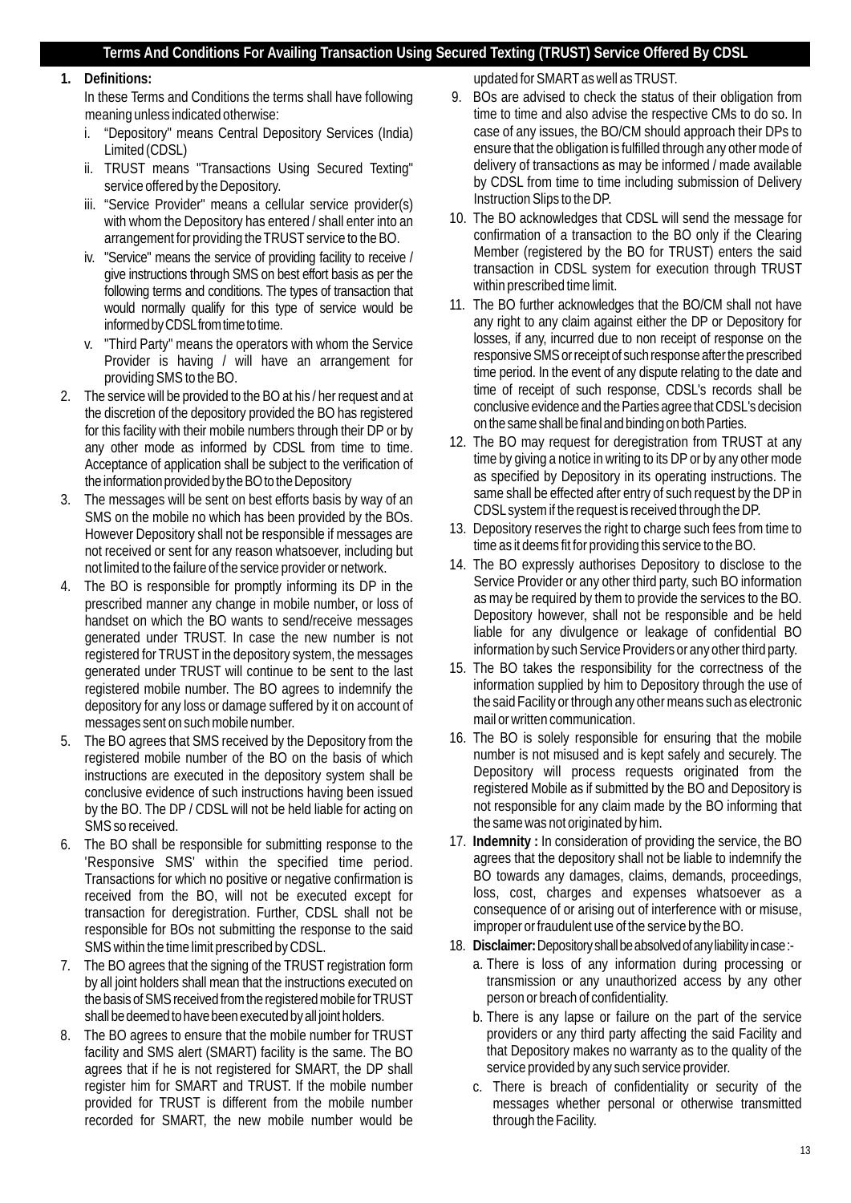## Terms And Conditions For Availing Transaction Using Secured Texting (TRUST) Service Offered By CDSL

1. **Definitions:**

   In these Terms and Conditions the terms shall have following meaning unless indicated otherwise:

   i. "Depository" means Central Depository Services (India) Limited (CDSL)

   ii. TRUST means "Transactions Using Secured Texting" service offered by the Depository.

   iii. "Service Provider" means a cellular service provider(s) with whom the Depository has entered / shall enter into an arrangement for providing the TRUST service to the BO.

   iv. "Service" means the service of providing facility to receive / give instructions through SMS on best effort basis as per the following terms and conditions. The types of transaction that would normally qualify for this type of service would be informed by CDSL from time to time.

   v. "Third Party" means the operators with whom the Service Provider is having / will have an arrangement for providing SMS to the BO.

2. The service will be provided to the BO at his / her request and at the discretion of the depository provided the BO has registered for this facility with their mobile numbers through their DP or by any other mode as informed by CDSL from time to time. Acceptance of application shall be subject to the verification of the information provided by the BO to the Depository

3. The messages will be sent on best efforts basis by way of an SMS on the mobile no which has been provided by the BOs. However Depository shall not be responsible if messages are not received or sent for any reason whatsoever, including but not limited to the failure of the service provider or network.

4. The BO is responsible for promptly informing its DP in the prescribed manner any change in mobile number, or loss of handset on which the BO wants to send/receive messages generated under TRUST. In case the new number is not registered for TRUST in the depository system, the messages generated under TRUST will continue to be sent to the last registered mobile number. The BO agrees to indemnify the depository for any loss or damage suffered by it on account of messages sent on such mobile number.

5. The BO agrees that SMS received by the Depository from the registered mobile number of the BO on the basis of which instructions are executed in the depository system shall be conclusive evidence of such instructions having been issued by the BO. The DP / CDSL will not be held liable for acting on SMS so received.

6. The BO shall be responsible for submitting response to the 'Responsive SMS' within the specified time period. Transactions for which no positive or negative confirmation is received from the BO, will not be executed except for transaction for deregistration. Further, CDSL shall not be responsible for BOs not submitting the response to the said SMS within the time limit prescribed by CDSL.

7. The BO agrees that the signing of the TRUST registration form by all joint holders shall mean that the instructions executed on the basis of SMS received from the registered mobile for TRUST shall be deemed to have been executed by all joint holders.

8. The BO agrees to ensure that the mobile number for TRUST facility and SMS alert (SMART) facility is the same. The BO agrees that if he is not registered for SMART, the DP shall register him for SMART and TRUST. If the mobile number provided for TRUST is different from the mobile number recorded for SMART, the new mobile number would be updated for SMART as well as TRUST.

9. BOs are advised to check the status of their obligation from time to time and also advise the respective CMs to do so. In case of any issues, the BO/CM should approach their DPs to ensure that the obligation is fulfilled through any other mode of delivery of transactions as may be informed / made available by CDSL from time to time including submission of Delivery Instruction Slips to the DP.

10. The BO acknowledges that CDSL will send the message for confirmation of a transaction to the BO only if the Clearing Member (registered by the BO for TRUST) enters the said transaction in CDSL system for execution through TRUST within prescribed time limit.

11. The BO further acknowledges that the BO/CM shall not have any right to any claim against either the DP or Depository for losses, if any, incurred due to non receipt of response on the responsive SMS or receipt of such response after the prescribed time period. In the event of any dispute relating to the date and time of receipt of such response, CDSL's records shall be conclusive evidence and the Parties agree that CDSL's decision on the same shall be final and binding on both Parties.

12. The BO may request for deregistration from TRUST at any time by giving a notice in writing to its DP or by any other mode as specified by Depository in its operating instructions. The same shall be effected after entry of such request by the DP in CDSL system if the request is received through the DP.

13. Depository reserves the right to charge such fees from time to time as it deems fit for providing this service to the BO.

14. The BO expressly authorises Depository to disclose to the Service Provider or any other third party, such BO information as may be required by them to provide the services to the BO. Depository however, shall not be responsible and be held liable for any divulgence or leakage of confidential BO information by such Service Providers or any other third party.

15. The BO takes the responsibility for the correctness of the information supplied by him to Depository through the use of the said Facility or through any other means such as electronic mail or written communication.

16. The BO is solely responsible for ensuring that the mobile number is not misused and is kept safely and securely. The Depository will process requests originated from the registered Mobile as if submitted by the BO and Depository is not responsible for any claim made by the BO informing that the same was not originated by him.

17. **Indemnity :** In consideration of providing the service, the BO agrees that the depository shall not be liable to indemnify the BO towards any damages, claims, demands, proceedings, loss, cost, charges and expenses whatsoever as a consequence of or arising out of interference with or misuse, improper or fraudulent use of the service by the BO.

18. **Disclaimer:** Depository shall be absolved of any liability in case :-

    a. There is loss of any information during processing or transmission or any unauthorized access by any other person or breach of confidentiality.

    b. There is any lapse or failure on the part of the service providers or any third party affecting the said Facility and that Depository makes no warranty as to the quality of the service provided by any such service provider.

    c. There is breach of confidentiality or security of the messages whether personal or otherwise transmitted through the Facility.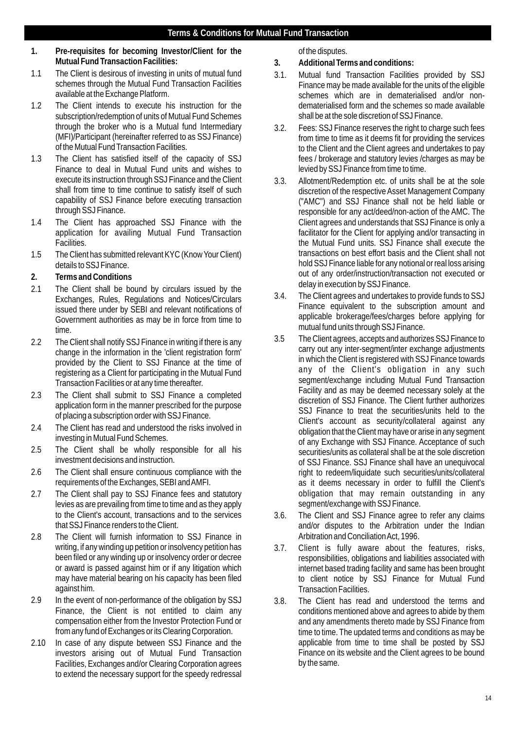## Terms & Conditions for Mutual Fund Transaction

**1. Pre-requisites for becoming Investor/Client for the Mutual Fund Transaction Facilities:**

1.1 The Client is desirous of investing in units of mutual fund schemes through the Mutual Fund Transaction Facilities available at the Exchange Platform.

1.2 The Client intends to execute his instruction for the subscription/redemption of units of Mutual Fund Schemes through the broker who is a Mutual fund Intermediary (MFI)/Participant (hereinafter referred to as SSJ Finance) of the Mutual Fund Transaction Facilities.

1.3 The Client has satisfied itself of the capacity of SSJ Finance to deal in Mutual Fund units and wishes to execute its instruction through SSJ Finance and the Client shall from time to time continue to satisfy itself of such capability of SSJ Finance before executing transaction through SSJ Finance.

1.4 The Client has approached SSJ Finance with the application for availing Mutual Fund Transaction Facilities.

1.5 The Client has submitted relevant KYC (Know Your Client) details to SSJ Finance.

**2. Terms and Conditions**

2.1 The Client shall be bound by circulars issued by the Exchanges, Rules, Regulations and Notices/Circulars issued there under by SEBI and relevant notifications of Government authorities as may be in force from time to time.

2.2 The Client shall notify SSJ Finance in writing if there is any change in the information in the 'client registration form' provided by the Client to SSJ Finance at the time of registering as a Client for participating in the Mutual Fund Transaction Facilities or at any time thereafter.

2.3 The Client shall submit to SSJ Finance a completed application form in the manner prescribed for the purpose of placing a subscription order with SSJ Finance.

2.4 The Client has read and understood the risks involved in investing in Mutual Fund Schemes.

2.5 The Client shall be wholly responsible for all his investment decisions and instruction.

2.6 The Client shall ensure continuous compliance with the requirements of the Exchanges, SEBI and AMFI.

2.7 The Client shall pay to SSJ Finance fees and statutory levies as are prevailing from time to time and as they apply to the Client's account, transactions and to the services that SSJ Finance renders to the Client.

2.8 The Client will furnish information to SSJ Finance in writing, if any winding up petition or insolvency petition has been filed or any winding up or insolvency order or decree or award is passed against him or if any litigation which may have material bearing on his capacity has been filed against him.

2.9 In the event of non-performance of the obligation by SSJ Finance, the Client is not entitled to claim any compensation either from the Investor Protection Fund or from any fund of Exchanges or its Clearing Corporation.

2.10 In case of any dispute between SSJ Finance and the investors arising out of Mutual Fund Transaction Facilities, Exchanges and/or Clearing Corporation agrees to extend the necessary support for the speedy redressal of the disputes.

**3. Additional Terms and conditions:**

3.1. Mutual fund Transaction Facilities provided by SSJ Finance may be made available for the units of the eligible schemes which are in dematerialised and/or non-dematerialised form and the schemes so made available shall be at the sole discretion of SSJ Finance.

3.2. Fees: SSJ Finance reserves the right to charge such fees from time to time as it deems fit for providing the services to the Client and the Client agrees and undertakes to pay fees / brokerage and statutory levies /charges as may be levied by SSJ Finance from time to time.

3.3. Allotment/Redemption etc. of units shall be at the sole discretion of the respective Asset Management Company ("AMC") and SSJ Finance shall not be held liable or responsible for any act/deed/non-action of the AMC. The Client agrees and understands that SSJ Finance is only a facilitator for the Client for applying and/or transacting in the Mutual Fund units. SSJ Finance shall execute the transactions on best effort basis and the Client shall not hold SSJ Finance liable for any notional or real loss arising out of any order/instruction/transaction not executed or delay in execution by SSJ Finance.

3.4. The Client agrees and undertakes to provide funds to SSJ Finance equivalent to the subscription amount and applicable brokerage/fees/charges before applying for mutual fund units through SSJ Finance.

3.5 The Client agrees, accepts and authorizes SSJ Finance to carry out any inter-segment/inter exchange adjustments in which the Client is registered with SSJ Finance towards any of the Client's obligation in any such segment/exchange including Mutual Fund Transaction Facility and as may be deemed necessary solely at the discretion of SSJ Finance. The Client further authorizes SSJ Finance to treat the securities/units held to the Client's account as security/collateral against any obligation that the Client may have or arise in any segment of any Exchange with SSJ Finance. Acceptance of such securities/units as collateral shall be at the sole discretion of SSJ Finance. SSJ Finance shall have an unequivocal right to redeem/liquidate such securities/units/collateral as it deems necessary in order to fulfill the Client's obligation that may remain outstanding in any segment/exchange with SSJ Finance.

3.6. The Client and SSJ Finance agree to refer any claims and/or disputes to the Arbitration under the Indian Arbitration and Conciliation Act, 1996.

3.7. Client is fully aware about the features, risks, responsibilities, obligations and liabilities associated with internet based trading facility and same has been brought to client notice by SSJ Finance for Mutual Fund Transaction Facilities.

3.8. The Client has read and understood the terms and conditions mentioned above and agrees to abide by them and any amendments thereto made by SSJ Finance from time to time. The updated terms and conditions as may be applicable from time to time shall be posted by SSJ Finance on its website and the Client agrees to be bound by the same.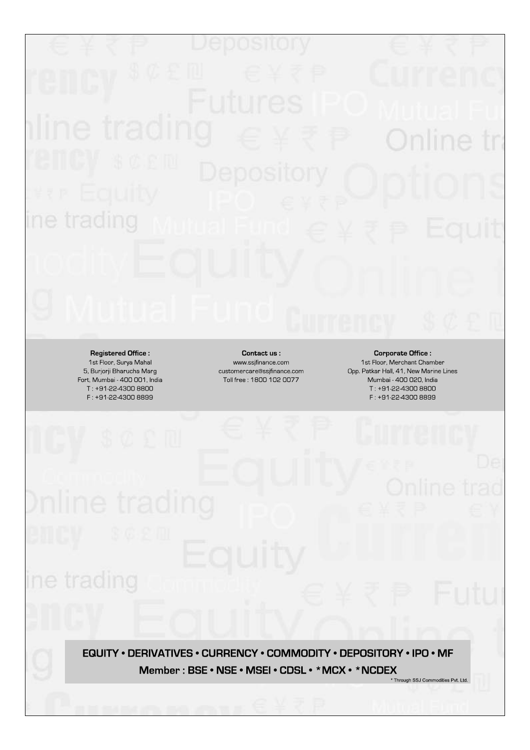**Registered Office :**
1st Floor, Surya Mahal
5, Burjorji Bharucha Marg
Fort, Mumbai - 400 001, India
T : +91-22-4300 8800
F : +91-22-4300 8899

**Contact us :**
www.ssjfinance.com
customercare@ssjfinance.com
Toll free : 1800 102 0077

**Corporate Office :**
1st Floor, Merchant Chamber
Opp. Patkar Hall, 41, New Marine Lines
Mumbai - 400 020, India
T : +91-22-4300 8800
F : +91-22-4300 8899

**EQUITY • DERIVATIVES • CURRENCY • COMMODITY • DEPOSITORY • IPO • MF**

**Member : BSE • NSE • MSEI • CDSL • *MCX • *NCDEX**

* Through SSJ Commodities Pvt. Ltd.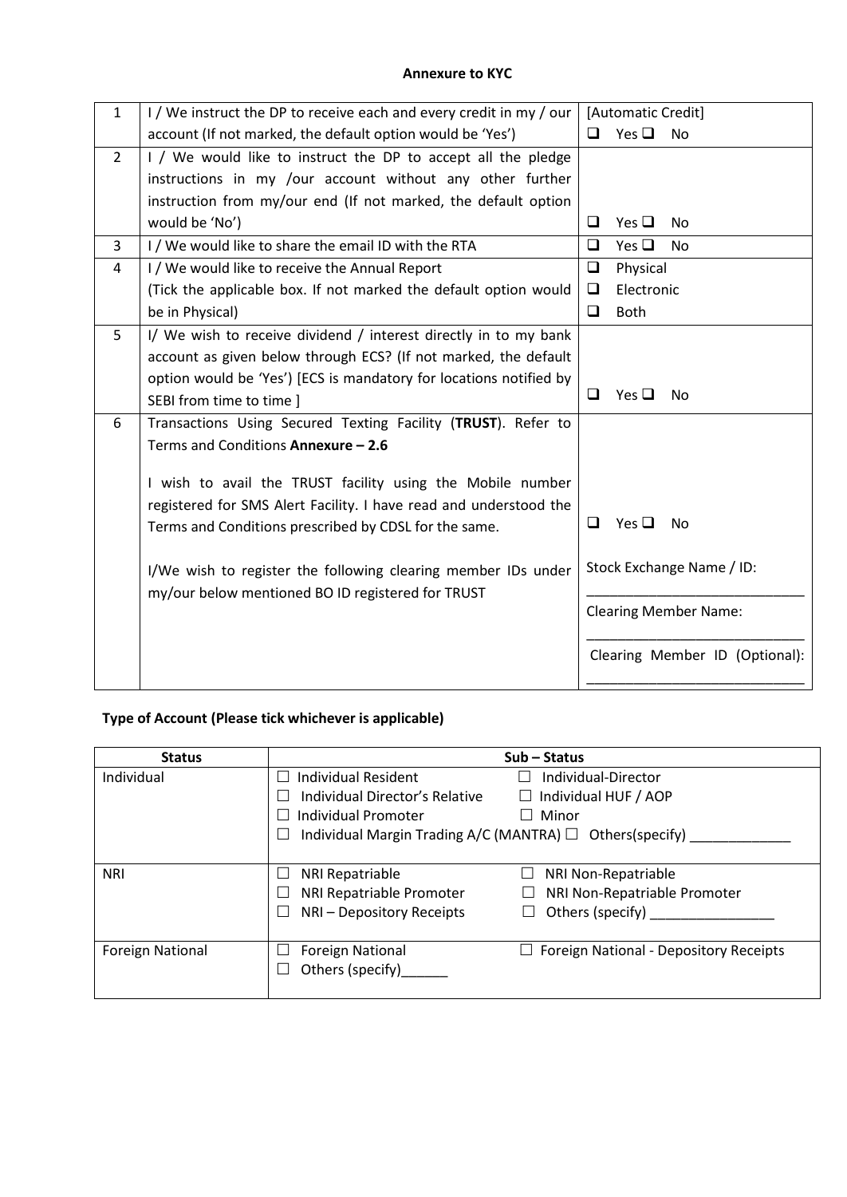**Annexure to KYC**

| | | |
|---|---|---|
| 1 | I / We instruct the DP to receive each and every credit in my / our account (If not marked, the default option would be 'Yes') | [Automatic Credit]<br>❑ Yes ❑ No |
| 2 | I / We would like to instruct the DP to accept all the pledge instructions in my /our account without any other further instruction from my/our end (If not marked, the default option would be 'No') | ❑ Yes ❑ No |
| 3 | I / We would like to share the email ID with the RTA | ❑ Yes ❑ No |
| 4 | I / We would like to receive the Annual Report<br>(Tick the applicable box. If not marked the default option would be in Physical) | ❑ Physical<br>❑ Electronic<br>❑ Both |
| 5 | I/ We wish to receive dividend / interest directly in to my bank account as given below through ECS? (If not marked, the default option would be 'Yes') [ECS is mandatory for locations notified by SEBI from time to time ] | ❑ Yes ❑ No |
| 6 | Transactions Using Secured Texting Facility (**TRUST**). Refer to Terms and Conditions **Annexure – 2.6**<br><br>I wish to avail the TRUST facility using the Mobile number registered for SMS Alert Facility. I have read and understood the Terms and Conditions prescribed by CDSL for the same.<br><br>I/We wish to register the following clearing member IDs under my/our below mentioned BO ID registered for TRUST | ❑ Yes ❑ No<br><br>Stock Exchange Name / ID: ____________________________<br>Clearing Member Name: ____________________________<br>Clearing Member ID (Optional): ____________________________ |

**Type of Account (Please tick whichever is applicable)**

| Status | Sub – Status |
|---|---|
| Individual | ☐ Individual Resident ☐ Individual-Director<br>☐ Individual Director's Relative ☐ Individual HUF / AOP<br>☐ Individual Promoter ☐ Minor<br>☐ Individual Margin Trading A/C (MANTRA) ☐ Others(specify) _____________ |
| NRI | ☐ NRI Repatriable ☐ NRI Non-Repatriable<br>☐ NRI Repatriable Promoter ☐ NRI Non-Repatriable Promoter<br>☐ NRI – Depository Receipts ☐ Others (specify) ________________ |
| Foreign National | ☐ Foreign National ☐ Foreign National - Depository Receipts<br>☐ Others (specify)______ |